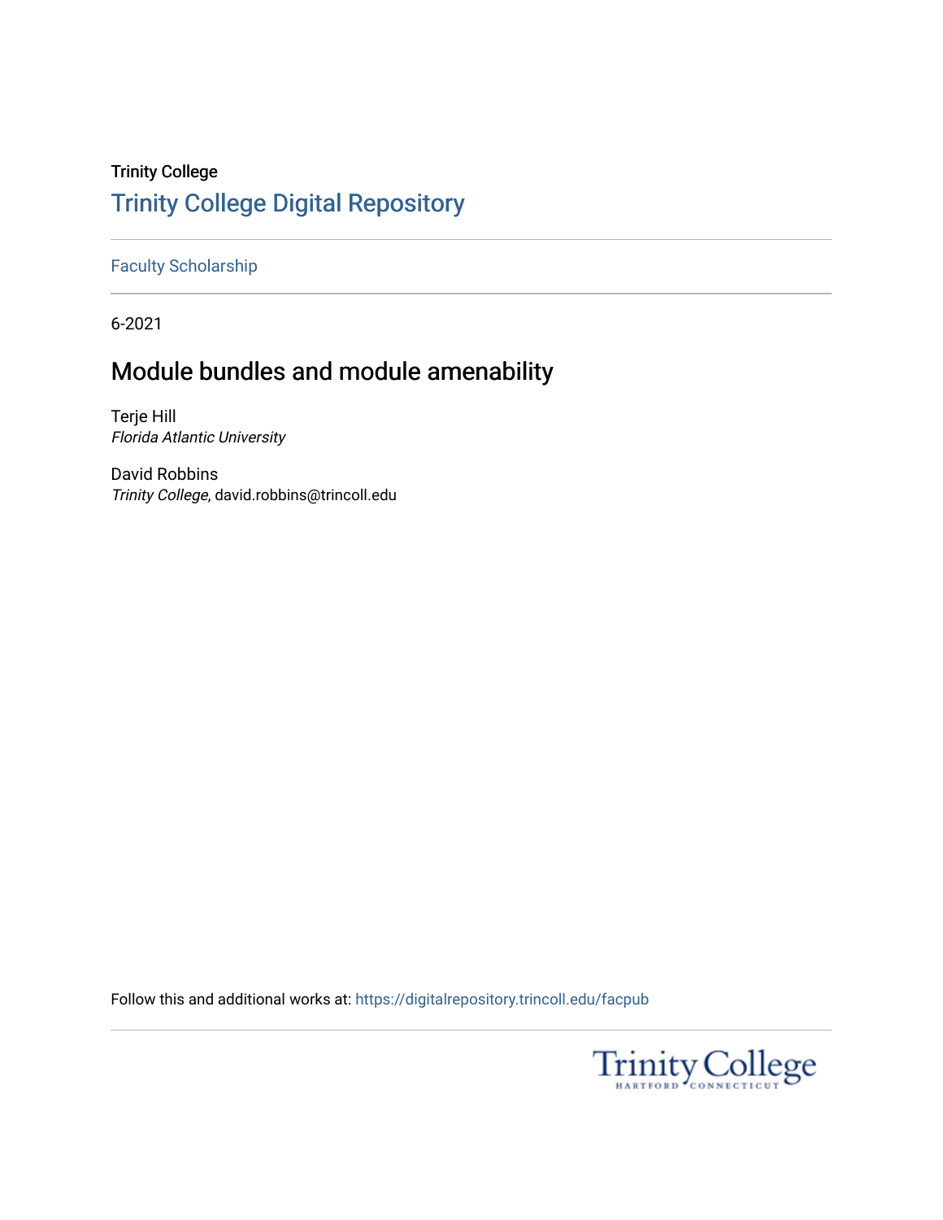Trinity College

# Trinity College Digital Repository

Faculty Scholarship

6-2021

## Module bundles and module amenability

Terje Hill
*Florida Atlantic University*

David Robbins
*Trinity College*, david.robbins@trincoll.edu

Follow this and additional works at: https://digitalrepository.trincoll.edu/facpub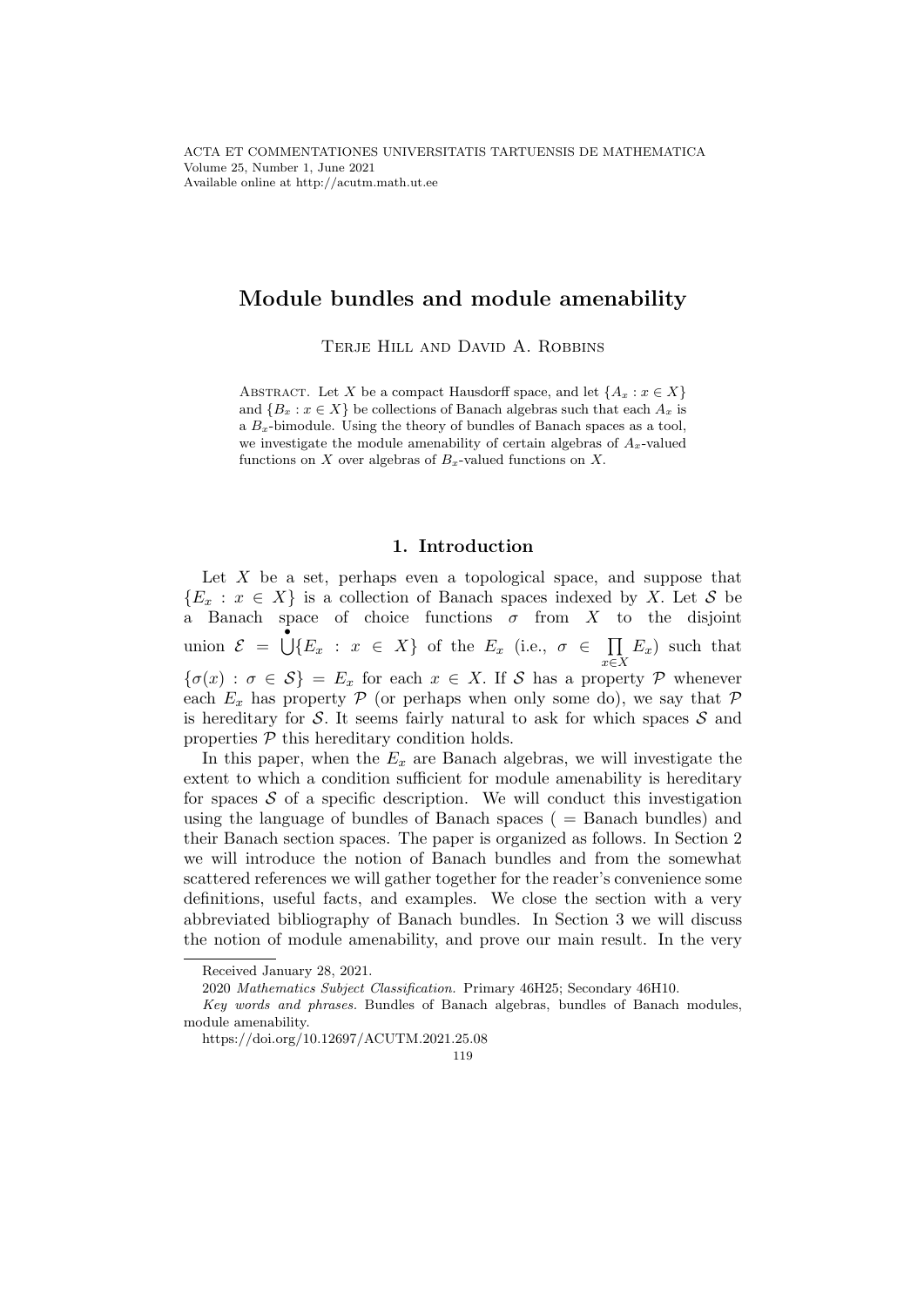ACTA ET COMMENTATIONES UNIVERSITATIS TARTUENSIS DE MATHEMATICA
Volume 25, Number 1, June 2021
Available online at http://acutm.math.ut.ee

# Module bundles and module amenability

Terje Hill and David A. Robbins

Abstract. Let $X$ be a compact Hausdorff space, and let $\{A_x : x \in X\}$ and $\{B_x : x \in X\}$ be collections of Banach algebras such that each $A_x$ is a $B_x$-bimodule. Using the theory of bundles of Banach spaces as a tool, we investigate the module amenability of certain algebras of $A_x$-valued functions on $X$ over algebras of $B_x$-valued functions on $X$.

## 1. Introduction

Let $X$ be a set, perhaps even a topological space, and suppose that $\{E_x : x \in X\}$ is a collection of Banach spaces indexed by $X$. Let $\mathcal{S}$ be a Banach space of choice functions $\sigma$ from $X$ to the disjoint union $\mathcal{E} = \dot{\bigcup}\{E_x : x \in X\}$ of the $E_x$ (i.e., $\sigma \in \prod_{x \in X} E_x$) such that $\{\sigma(x) : \sigma \in \mathcal{S}\} = E_x$ for each $x \in X$. If $\mathcal{S}$ has a property $\mathcal{P}$ whenever each $E_x$ has property $\mathcal{P}$ (or perhaps when only some do), we say that $\mathcal{P}$ is hereditary for $\mathcal{S}$. It seems fairly natural to ask for which spaces $\mathcal{S}$ and properties $\mathcal{P}$ this hereditary condition holds.

In this paper, when the $E_x$ are Banach algebras, we will investigate the extent to which a condition sufficient for module amenability is hereditary for spaces $\mathcal{S}$ of a specific description. We will conduct this investigation using the language of bundles of Banach spaces ( = Banach bundles) and their Banach section spaces. The paper is organized as follows. In Section 2 we will introduce the notion of Banach bundles and from the somewhat scattered references we will gather together for the reader's convenience some definitions, useful facts, and examples. We close the section with a very abbreviated bibliography of Banach bundles. In Section 3 we will discuss the notion of module amenability, and prove our main result. In the very

Received January 28, 2021.

2020 *Mathematics Subject Classification.* Primary 46H25; Secondary 46H10.

*Key words and phrases.* Bundles of Banach algebras, bundles of Banach modules, module amenability.

https://doi.org/10.12697/ACUTM.2021.25.08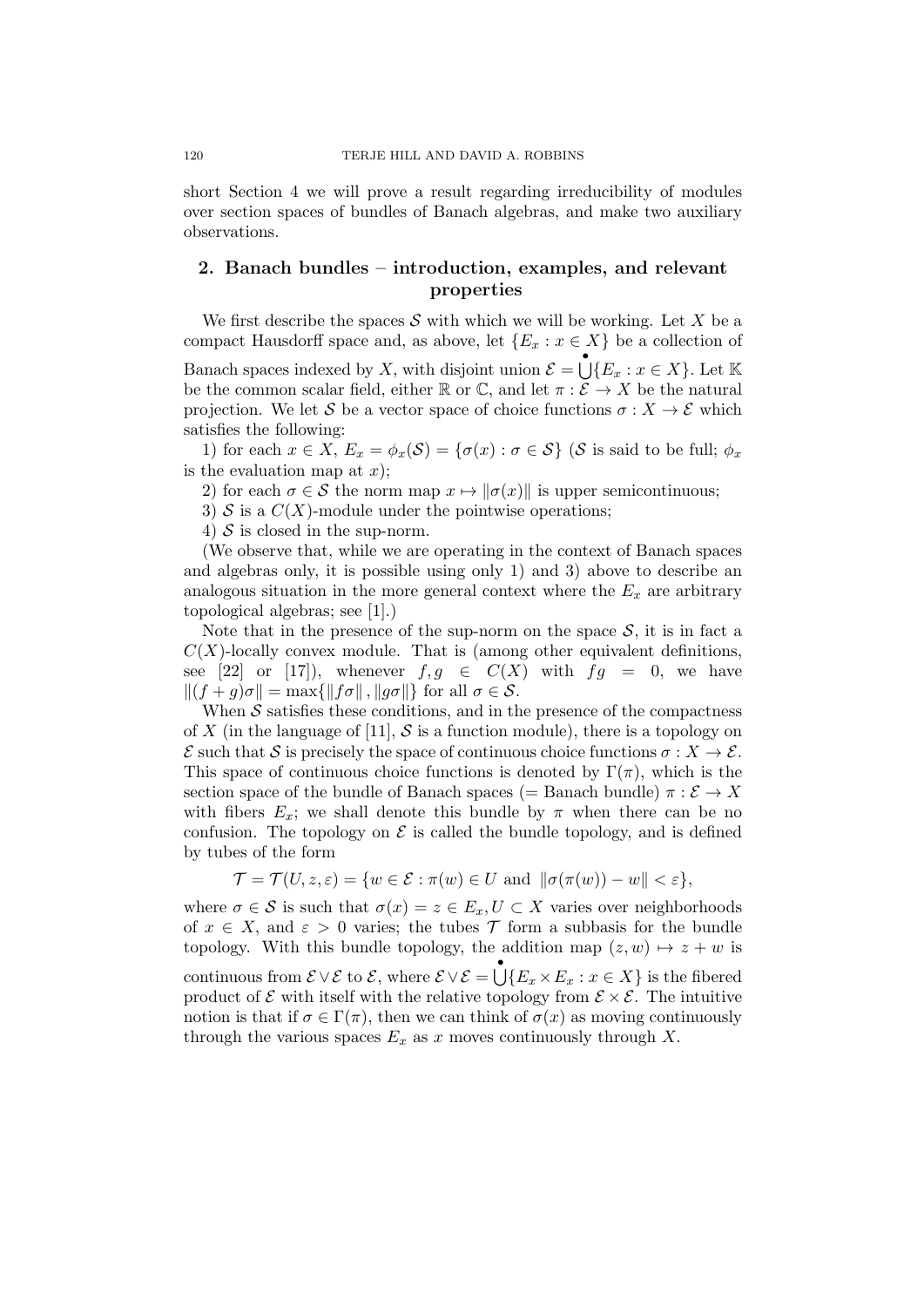short Section 4 we will prove a result regarding irreducibility of modules over section spaces of bundles of Banach algebras, and make two auxiliary observations.

## 2. Banach bundles – introduction, examples, and relevant properties

We first describe the spaces $\mathcal{S}$ with which we will be working. Let $X$ be a compact Hausdorff space and, as above, let $\{E_x : x \in X\}$ be a collection of Banach spaces indexed by $X$, with disjoint union $\mathcal{E} = \dot{\bigcup}\{E_x : x \in X\}$. Let $\mathbb{K}$ be the common scalar field, either $\mathbb{R}$ or $\mathbb{C}$, and let $\pi : \mathcal{E} \to X$ be the natural projection. We let $\mathcal{S}$ be a vector space of choice functions $\sigma : X \to \mathcal{E}$ which satisfies the following:

1) for each $x \in X$, $E_x = \phi_x(\mathcal{S}) = \{\sigma(x) : \sigma \in \mathcal{S}\}$ ($\mathcal{S}$ is said to be full; $\phi_x$ is the evaluation map at $x$);

2) for each $\sigma \in \mathcal{S}$ the norm map $x \mapsto \|\sigma(x)\|$ is upper semicontinuous;

3) $\mathcal{S}$ is a $C(X)$-module under the pointwise operations;

4) $\mathcal{S}$ is closed in the sup-norm.

(We observe that, while we are operating in the context of Banach spaces and algebras only, it is possible using only 1) and 3) above to describe an analogous situation in the more general context where the $E_x$ are arbitrary topological algebras; see [1].)

Note that in the presence of the sup-norm on the space $\mathcal{S}$, it is in fact a $C(X)$-locally convex module. That is (among other equivalent definitions, see [22] or [17]), whenever $f, g \in C(X)$ with $fg = 0$, we have $\|(f + g)\sigma\| = \max\{\|f\sigma\|, \|g\sigma\|\}$ for all $\sigma \in \mathcal{S}$.

When $\mathcal{S}$ satisfies these conditions, and in the presence of the compactness of $X$ (in the language of [11], $\mathcal{S}$ is a function module), there is a topology on $\mathcal{E}$ such that $\mathcal{S}$ is precisely the space of continuous choice functions $\sigma : X \to \mathcal{E}$. This space of continuous choice functions is denoted by $\Gamma(\pi)$, which is the section space of the bundle of Banach spaces (= Banach bundle) $\pi : \mathcal{E} \to X$ with fibers $E_x$; we shall denote this bundle by $\pi$ when there can be no confusion. The topology on $\mathcal{E}$ is called the bundle topology, and is defined by tubes of the form

$$\mathcal{T} = \mathcal{T}(U, z, \varepsilon) = \{w \in \mathcal{E} : \pi(w) \in U \text{ and } \|\sigma(\pi(w)) - w\| < \varepsilon\},$$

where $\sigma \in \mathcal{S}$ is such that $\sigma(x) = z \in E_x, U \subset X$ varies over neighborhoods of $x \in X$, and $\varepsilon > 0$ varies; the tubes $\mathcal{T}$ form a subbasis for the bundle topology. With this bundle topology, the addition map $(z, w) \mapsto z + w$ is continuous from $\mathcal{E} \vee \mathcal{E}$ to $\mathcal{E}$, where $\mathcal{E} \vee \mathcal{E} = \dot{\bigcup}\{E_x \times E_x : x \in X\}$ is the fibered product of $\mathcal{E}$ with itself with the relative topology from $\mathcal{E} \times \mathcal{E}$. The intuitive notion is that if $\sigma \in \Gamma(\pi)$, then we can think of $\sigma(x)$ as moving continuously through the various spaces $E_x$ as $x$ moves continuously through $X$.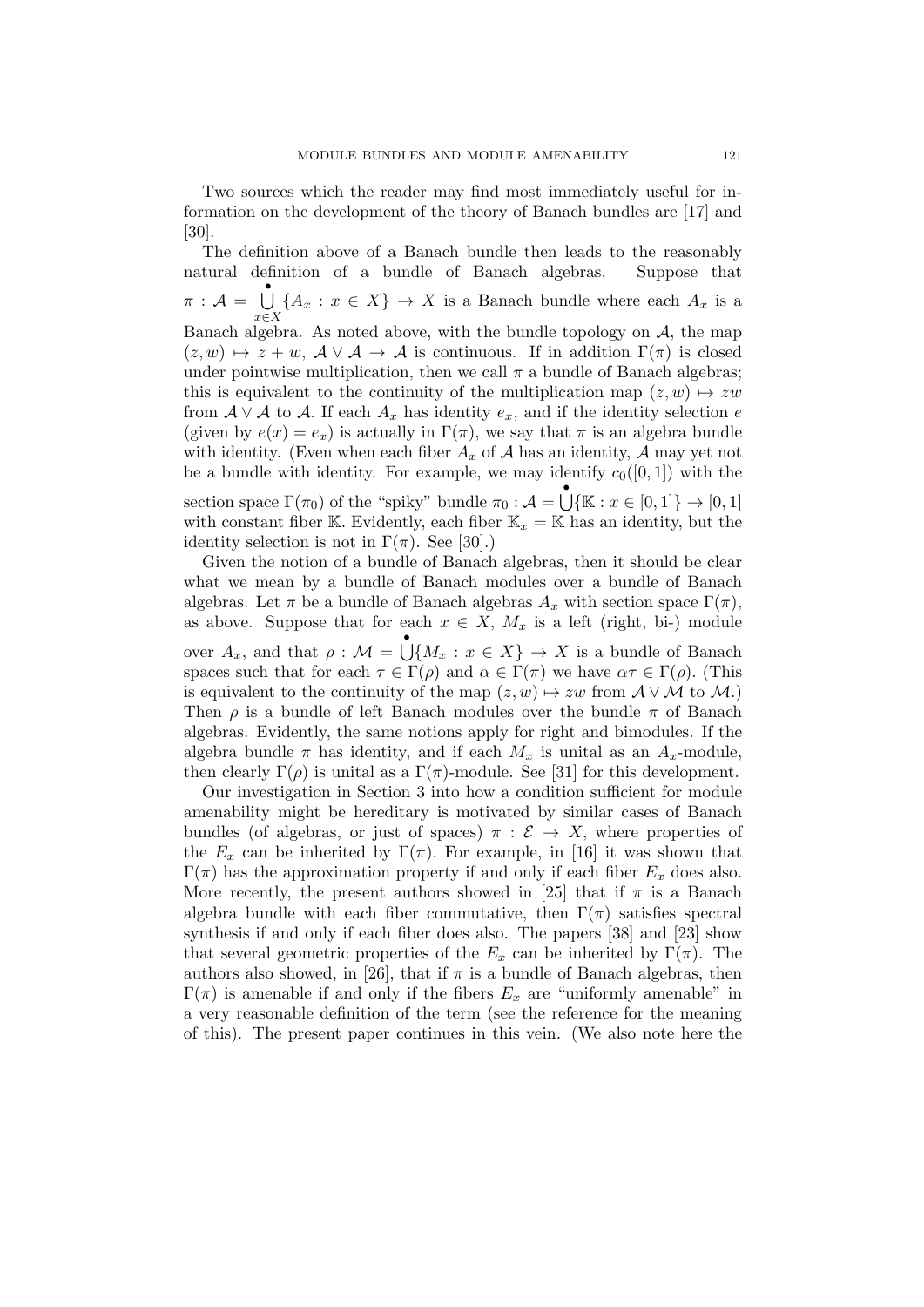Two sources which the reader may find most immediately useful for information on the development of the theory of Banach bundles are [17] and [30].

The definition above of a Banach bundle then leads to the reasonably natural definition of a bundle of Banach algebras. Suppose that $\pi : \mathcal{A} = \dot{\bigcup_{x \in X}} \{A_x : x \in X\} \to X$ is a Banach bundle where each $A_x$ is a Banach algebra. As noted above, with the bundle topology on $\mathcal{A}$, the map $(z, w) \mapsto z + w$, $\mathcal{A} \vee \mathcal{A} \to \mathcal{A}$ is continuous. If in addition $\Gamma(\pi)$ is closed under pointwise multiplication, then we call $\pi$ a bundle of Banach algebras; this is equivalent to the continuity of the multiplication map $(z, w) \mapsto zw$ from $\mathcal{A} \vee \mathcal{A}$ to $\mathcal{A}$. If each $A_x$ has identity $e_x$, and if the identity selection $e$ (given by $e(x) = e_x$) is actually in $\Gamma(\pi)$, we say that $\pi$ is an algebra bundle with identity. (Even when each fiber $A_x$ of $\mathcal{A}$ has an identity, $\mathcal{A}$ may yet not be a bundle with identity. For example, we may identify $c_0([0, 1])$ with the section space $\Gamma(\pi_0)$ of the "spiky" bundle $\pi_0 : \mathcal{A} = \dot{\bigcup} \{\mathbb{K} : x \in [0, 1]\} \to [0, 1]$ with constant fiber $\mathbb{K}$. Evidently, each fiber $\mathbb{K}_x = \mathbb{K}$ has an identity, but the identity selection is not in $\Gamma(\pi)$. See [30].)

Given the notion of a bundle of Banach algebras, then it should be clear what we mean by a bundle of Banach modules over a bundle of Banach algebras. Let $\pi$ be a bundle of Banach algebras $A_x$ with section space $\Gamma(\pi)$, as above. Suppose that for each $x \in X$, $M_x$ is a left (right, bi-) module over $A_x$, and that $\rho : \mathcal{M} = \dot{\bigcup} \{M_x : x \in X\} \to X$ is a bundle of Banach spaces such that for each $\tau \in \Gamma(\rho)$ and $\alpha \in \Gamma(\pi)$ we have $\alpha\tau \in \Gamma(\rho)$. (This is equivalent to the continuity of the map $(z, w) \mapsto zw$ from $\mathcal{A} \vee \mathcal{M}$ to $\mathcal{M}$.) Then $\rho$ is a bundle of left Banach modules over the bundle $\pi$ of Banach algebras. Evidently, the same notions apply for right and bimodules. If the algebra bundle $\pi$ has identity, and if each $M_x$ is unital as an $A_x$-module, then clearly $\Gamma(\rho)$ is unital as a $\Gamma(\pi)$-module. See [31] for this development.

Our investigation in Section 3 into how a condition sufficient for module amenability might be hereditary is motivated by similar cases of Banach bundles (of algebras, or just of spaces) $\pi : \mathcal{E} \to X$, where properties of the $E_x$ can be inherited by $\Gamma(\pi)$. For example, in [16] it was shown that $\Gamma(\pi)$ has the approximation property if and only if each fiber $E_x$ does also. More recently, the present authors showed in [25] that if $\pi$ is a Banach algebra bundle with each fiber commutative, then $\Gamma(\pi)$ satisfies spectral synthesis if and only if each fiber does also. The papers [38] and [23] show that several geometric properties of the $E_x$ can be inherited by $\Gamma(\pi)$. The authors also showed, in [26], that if $\pi$ is a bundle of Banach algebras, then $\Gamma(\pi)$ is amenable if and only if the fibers $E_x$ are "uniformly amenable" in a very reasonable definition of the term (see the reference for the meaning of this). The present paper continues in this vein. (We also note here the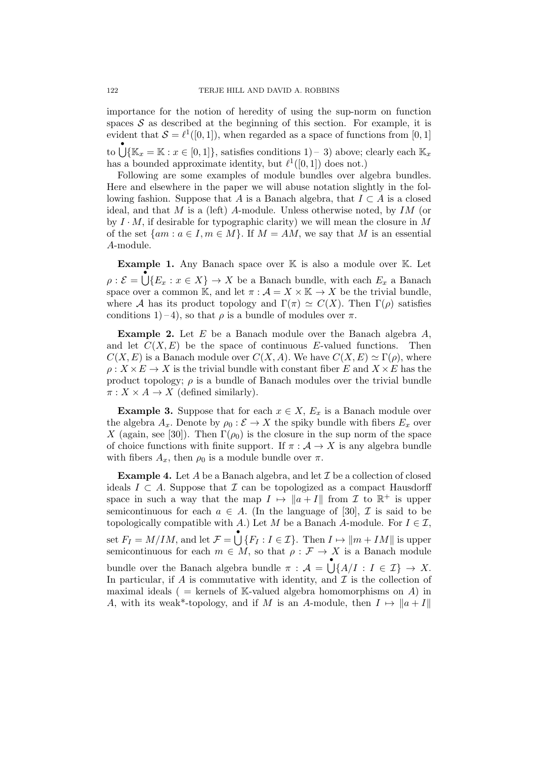importance for the notion of heredity of using the sup-norm on function spaces $\mathcal{S}$ as described at the beginning of this section. For example, it is evident that $\mathcal{S} = \ell^1([0,1])$, when regarded as a space of functions from $[0,1]$ to $\dot{\bigcup}\{\mathbb{K}_x = \mathbb{K} : x \in [0,1]\}$, satisfies conditions 1)– 3) above; clearly each $\mathbb{K}_x$ has a bounded approximate identity, but $\ell^1([0,1])$ does not.)

Following are some examples of module bundles over algebra bundles. Here and elsewhere in the paper we will abuse notation slightly in the following fashion. Suppose that $A$ is a Banach algebra, that $I \subset A$ is a closed ideal, and that $M$ is a (left) $A$-module. Unless otherwise noted, by $IM$ (or by $I \cdot M$, if desirable for typographic clarity) we will mean the closure in $M$ of the set $\{am : a \in I, m \in M\}$. If $M = AM$, we say that $M$ is an essential $A$-module.

**Example 1.** Any Banach space over $\mathbb{K}$ is also a module over $\mathbb{K}$. Let $\rho : \mathcal{E} = \dot{\bigcup}\{E_x : x \in X\} \to X$ be a Banach bundle, with each $E_x$ a Banach space over a common $\mathbb{K}$, and let $\pi : \mathcal{A} = X \times \mathbb{K} \to X$ be the trivial bundle, where $\mathcal{A}$ has its product topology and $\Gamma(\pi) \simeq C(X)$. Then $\Gamma(\rho)$ satisfies conditions 1)–4), so that $\rho$ is a bundle of modules over $\pi$.

**Example 2.** Let $E$ be a Banach module over the Banach algebra $A$, and let $C(X, E)$ be the space of continuous $E$-valued functions. Then $C(X, E)$ is a Banach module over $C(X, A)$. We have $C(X, E) \simeq \Gamma(\rho)$, where $\rho : X \times E \to X$ is the trivial bundle with constant fiber $E$ and $X \times E$ has the product topology; $\rho$ is a bundle of Banach modules over the trivial bundle $\pi : X \times A \to X$ (defined similarly).

**Example 3.** Suppose that for each $x \in X$, $E_x$ is a Banach module over the algebra $A_x$. Denote by $\rho_0 : \mathcal{E} \to X$ the spiky bundle with fibers $E_x$ over $X$ (again, see [30]). Then $\Gamma(\rho_0)$ is the closure in the sup norm of the space of choice functions with finite support. If $\pi : \mathcal{A} \to X$ is any algebra bundle with fibers $A_x$, then $\rho_0$ is a module bundle over $\pi$.

**Example 4.** Let $A$ be a Banach algebra, and let $\mathcal{I}$ be a collection of closed ideals $I \subset A$. Suppose that $\mathcal{I}$ can be topologized as a compact Hausdorff space in such a way that the map $I \mapsto \|a + I\|$ from $\mathcal{I}$ to $\mathbb{R}^+$ is upper semicontinuous for each $a \in A$. (In the language of [30], $\mathcal{I}$ is said to be topologically compatible with $A$.) Let $M$ be a Banach $A$-module. For $I \in \mathcal{I}$, set $F_I = M/IM$, and let $\mathcal{F} = \dot{\bigcup}\{F_I : I \in \mathcal{I}\}$. Then $I \mapsto \|m + IM\|$ is upper semicontinuous for each $m \in M$, so that $\rho : \mathcal{F} \to X$ is a Banach module bundle over the Banach algebra bundle $\pi : \mathcal{A} = \dot{\bigcup}\{A/I : I \in \mathcal{I}\} \to X$. In particular, if $A$ is commutative with identity, and $\mathcal{I}$ is the collection of maximal ideals ( = kernels of $\mathbb{K}$-valued algebra homomorphisms on $A$) in $A$, with its weak*-topology, and if $M$ is an $A$-module, then $I \mapsto \|a + I\|$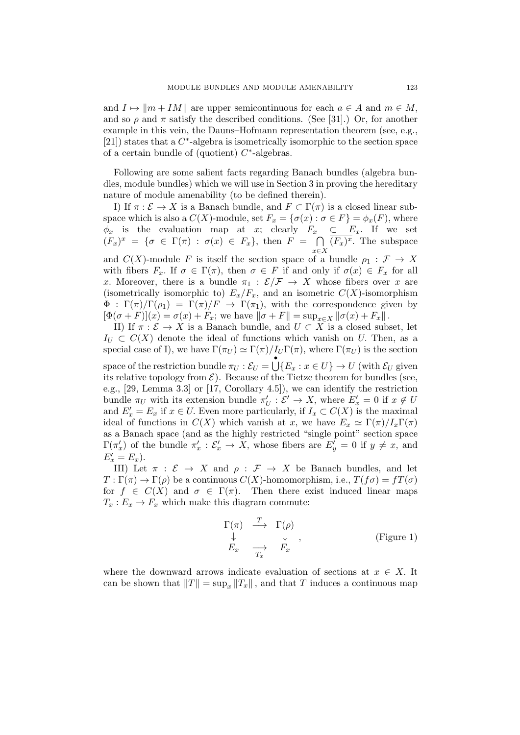and $I \mapsto \|m + IM\|$ are upper semicontinuous for each $a \in A$ and $m \in M$, and so $\rho$ and $\pi$ satisfy the described conditions. (See [31].) Or, for another example in this vein, the Dauns–Hofmann representation theorem (see, e.g., [21]) states that a $C^*$-algebra is isometrically isomorphic to the section space of a certain bundle of (quotient) $C^*$-algebras.

Following are some salient facts regarding Banach bundles (algebra bundles, module bundles) which we will use in Section 3 in proving the hereditary nature of module amenability (to be defined therein).

I) If $\pi : \mathcal{E} \to X$ is a Banach bundle, and $F \subset \Gamma(\pi)$ is a closed linear subspace which is also a $C(X)$-module, set $F_x = \{\sigma(x) : \sigma \in F\} = \phi_x(F)$, where $\phi_x$ is the evaluation map at $x$; clearly $F_x \subset E_x$. If we set $(F_x)^x = \{\sigma \in \Gamma(\pi) : \sigma(x) \in F_x\}$, then $F = \bigcap_{x \in X} \overline{(F_x)^x}$. The subspace and $C(X)$-module $F$ is itself the section space of a bundle $\rho_1 : \mathcal{F} \to X$ with fibers $F_x$. If $\sigma \in \Gamma(\pi)$, then $\sigma \in F$ if and only if $\sigma(x) \in F_x$ for all $x$. Moreover, there is a bundle $\pi_1 : \mathcal{E}/\mathcal{F} \to X$ whose fibers over $x$ are (isometrically isomorphic to) $E_x/F_x$, and an isometric $C(X)$-isomorphism $\Phi : \Gamma(\pi)/\Gamma(\rho_1) = \Gamma(\pi)/F \to \Gamma(\pi_1)$, with the correspondence given by $[\Phi(\sigma + F)](x) = \sigma(x) + F_x$; we have $\|\sigma + F\| = \sup_{x \in X} \|\sigma(x) + F_x\|$.

II) If $\pi : \mathcal{E} \to X$ is a Banach bundle, and $U \subset X$ is a closed subset, let $I_U \subset C(X)$ denote the ideal of functions which vanish on $U$. Then, as a special case of I), we have $\Gamma(\pi_U) \simeq \Gamma(\pi)/I_U\Gamma(\pi)$, where $\Gamma(\pi_U)$ is the section space of the restriction bundle $\pi_U : \mathcal{E}_U = \dot{\bigcup}\{E_x : x \in U\} \to U$ (with $\mathcal{E}_U$ given its relative topology from $\mathcal{E}$). Because of the Tietze theorem for bundles (see, e.g., [29, Lemma 3.3] or [17, Corollary 4.5]), we can identify the restriction bundle $\pi_U$ with its extension bundle $\pi'_U : \mathcal{E}' \to X$, where $E'_x = 0$ if $x \notin U$ and $E'_x = E_x$ if $x \in U$. Even more particularly, if $I_x \subset C(X)$ is the maximal ideal of functions in $C(X)$ which vanish at $x$, we have $E_x \simeq \Gamma(\pi)/I_x\Gamma(\pi)$ as a Banach space (and as the highly restricted "single point" section space $\Gamma(\pi'_x)$ of the bundle $\pi'_x : \mathcal{E}'_x \to X$, whose fibers are $E'_y = 0$ if $y \neq x$, and $E'_x = E_x$).

III) Let $\pi : \mathcal{E} \to X$ and $\rho : \mathcal{F} \to X$ be Banach bundles, and let $T : \Gamma(\pi) \to \Gamma(\rho)$ be a continuous $C(X)$-homomorphism, i.e., $T(f\sigma) = fT(\sigma)$ for $f \in C(X)$ and $\sigma \in \Gamma(\pi)$. Then there exist induced linear maps $T_x : E_x \to F_x$ which make this diagram commute:

$$\begin{array}{ccc} \Gamma(\pi) & \xrightarrow{T} & \Gamma(\rho) \\ \downarrow & & \downarrow \\ E_x & \xrightarrow[T_x]{} & F_x \end{array} , \qquad \text{(Figure 1)}$$

where the downward arrows indicate evaluation of sections at $x \in X$. It can be shown that $\|T\| = \sup_x \|T_x\|$, and that $T$ induces a continuous map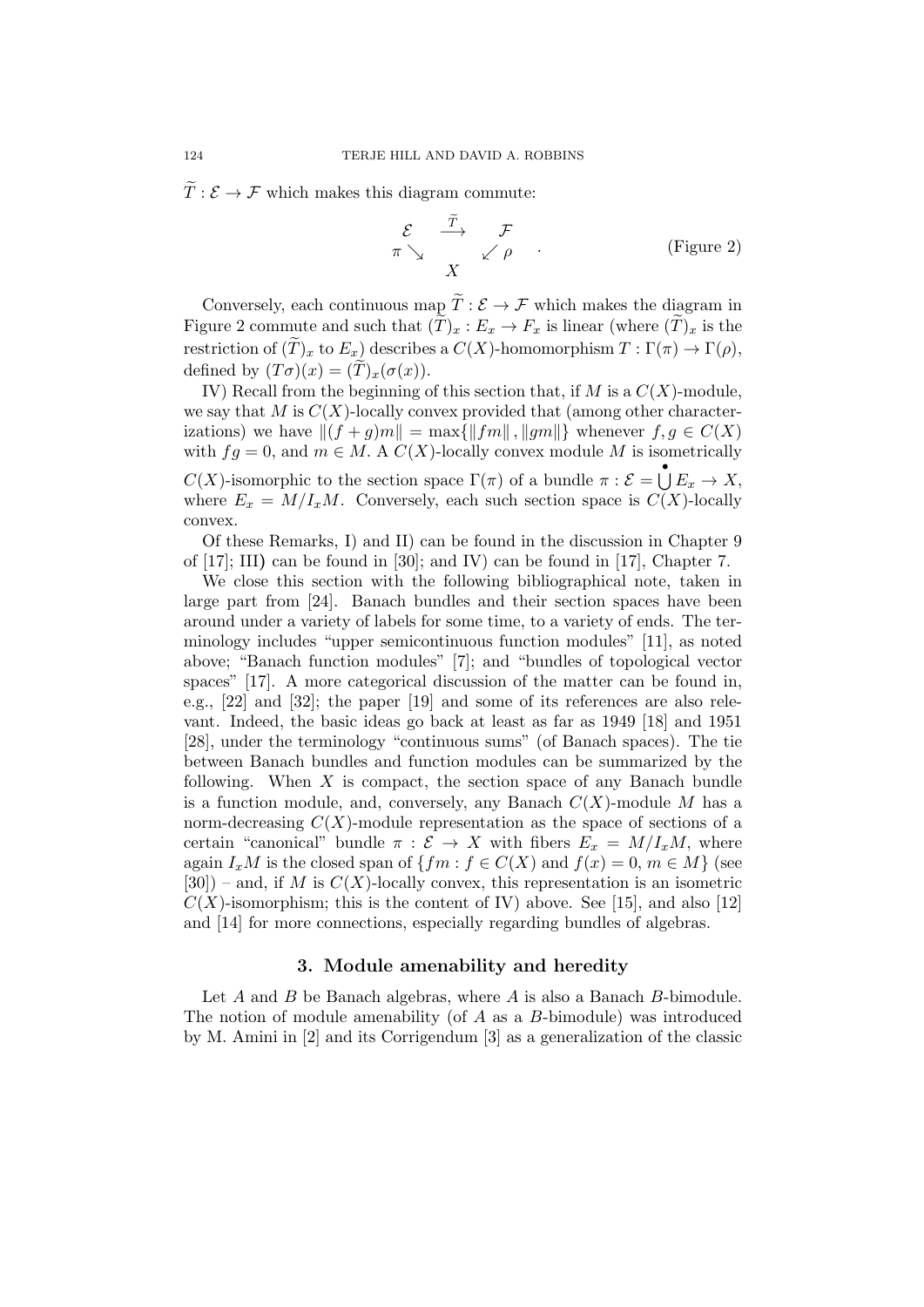$\widetilde{T} : \mathcal{E} \to \mathcal{F}$ which makes this diagram commute:

$$\begin{array}{ccc} \mathcal{E} & \xrightarrow{\widetilde{T}} & \mathcal{F} \\ \pi \searrow & & \swarrow \rho \\ & X & \end{array} \quad . \qquad \text{(Figure 2)}$$

Conversely, each continuous map $\widetilde{T} : \mathcal{E} \to \mathcal{F}$ which makes the diagram in Figure 2 commute and such that $(\widetilde{T})_x : E_x \to F_x$ is linear (where $(\widetilde{T})_x$ is the restriction of $(\widetilde{T})_x$ to $E_x$) describes a $C(X)$-homomorphism $T : \Gamma(\pi) \to \Gamma(\rho)$, defined by $(T\sigma)(x) = (\widetilde{T})_x(\sigma(x))$.

IV) Recall from the beginning of this section that, if $M$ is a $C(X)$-module, we say that $M$ is $C(X)$-locally convex provided that (among other characterizations) we have $\|(f+g)m\| = \max\{\|fm\|, \|gm\|\}$ whenever $f, g \in C(X)$ with $fg = 0$, and $m \in M$. A $C(X)$-locally convex module $M$ is isometrically $C(X)$-isomorphic to the section space $\Gamma(\pi)$ of a bundle $\pi : \mathcal{E} = \dot{\bigcup} E_x \to X$, where $E_x = M/I_xM$. Conversely, each such section space is $C(X)$-locally convex.

Of these Remarks, I) and II) can be found in the discussion in Chapter 9 of [17]; III) can be found in [30]; and IV) can be found in [17], Chapter 7.

We close this section with the following bibliographical note, taken in large part from [24]. Banach bundles and their section spaces have been around under a variety of labels for some time, to a variety of ends. The terminology includes "upper semicontinuous function modules" [11], as noted above; "Banach function modules" [7]; and "bundles of topological vector spaces" [17]. A more categorical discussion of the matter can be found in, e.g., [22] and [32]; the paper [19] and some of its references are also relevant. Indeed, the basic ideas go back at least as far as 1949 [18] and 1951 [28], under the terminology "continuous sums" (of Banach spaces). The tie between Banach bundles and function modules can be summarized by the following. When $X$ is compact, the section space of any Banach bundle is a function module, and, conversely, any Banach $C(X)$-module $M$ has a norm-decreasing $C(X)$-module representation as the space of sections of a certain "canonical" bundle $\pi : \mathcal{E} \to X$ with fibers $E_x = M/I_xM$, where again $I_xM$ is the closed span of $\{fm : f \in C(X) \text{ and } f(x) = 0, m \in M\}$ (see [30]) – and, if $M$ is $C(X)$-locally convex, this representation is an isometric $C(X)$-isomorphism; this is the content of IV) above. See [15], and also [12] and [14] for more connections, especially regarding bundles of algebras.

## 3. Module amenability and heredity

Let $A$ and $B$ be Banach algebras, where $A$ is also a Banach $B$-bimodule. The notion of module amenability (of $A$ as a $B$-bimodule) was introduced by M. Amini in [2] and its Corrigendum [3] as a generalization of the classic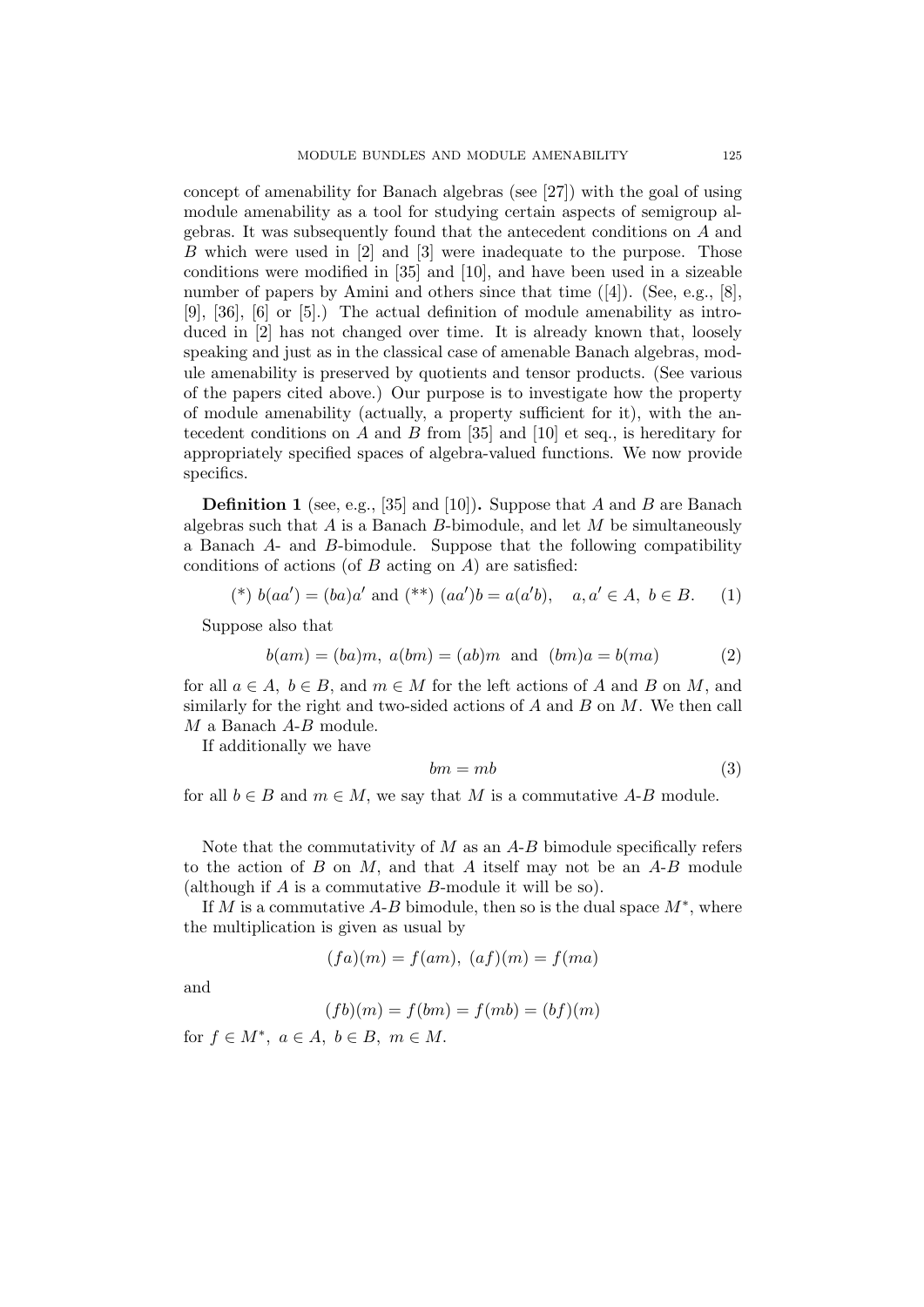concept of amenability for Banach algebras (see [27]) with the goal of using module amenability as a tool for studying certain aspects of semigroup algebras. It was subsequently found that the antecedent conditions on $A$ and $B$ which were used in [2] and [3] were inadequate to the purpose. Those conditions were modified in [35] and [10], and have been used in a sizeable number of papers by Amini and others since that time ([4]). (See, e.g., [8], [9], [36], [6] or [5].) The actual definition of module amenability as introduced in [2] has not changed over time. It is already known that, loosely speaking and just as in the classical case of amenable Banach algebras, module amenability is preserved by quotients and tensor products. (See various of the papers cited above.) Our purpose is to investigate how the property of module amenability (actually, a property sufficient for it), with the antecedent conditions on $A$ and $B$ from [35] and [10] et seq., is hereditary for appropriately specified spaces of algebra-valued functions. We now provide specifics.

**Definition 1** (see, e.g., [35] and [10])**.** Suppose that $A$ and $B$ are Banach algebras such that $A$ is a Banach $B$-bimodule, and let $M$ be simultaneously a Banach $A$- and $B$-bimodule. Suppose that the following compatibility conditions of actions (of $B$ acting on $A$) are satisfied:

$$(*)\ b(aa') = (ba)a' \text{ and } (**)\ (aa')b = a(a'b), \quad a, a' \in A,\ b \in B. \tag{1}$$

Suppose also that

$$b(am) = (ba)m,\ a(bm) = (ab)m \ \text{ and } \ (bm)a = b(ma) \tag{2}$$

for all $a \in A,\ b \in B$, and $m \in M$ for the left actions of $A$ and $B$ on $M$, and similarly for the right and two-sided actions of $A$ and $B$ on $M$. We then call $M$ a Banach $A$-$B$ module.

If additionally we have

$$bm = mb \tag{3}$$

for all $b \in B$ and $m \in M$, we say that $M$ is a commutative $A$-$B$ module.

Note that the commutativity of $M$ as an $A$-$B$ bimodule specifically refers to the action of $B$ on $M$, and that $A$ itself may not be an $A$-$B$ module (although if $A$ is a commutative $B$-module it will be so).

If $M$ is a commutative $A$-$B$ bimodule, then so is the dual space $M^*$, where the multiplication is given as usual by

$$(fa)(m) = f(am),\ (af)(m) = f(ma)$$

and

$$(fb)(m) = f(bm) = f(mb) = (bf)(m)$$

for $f \in M^*,\ a \in A,\ b \in B,\ m \in M$.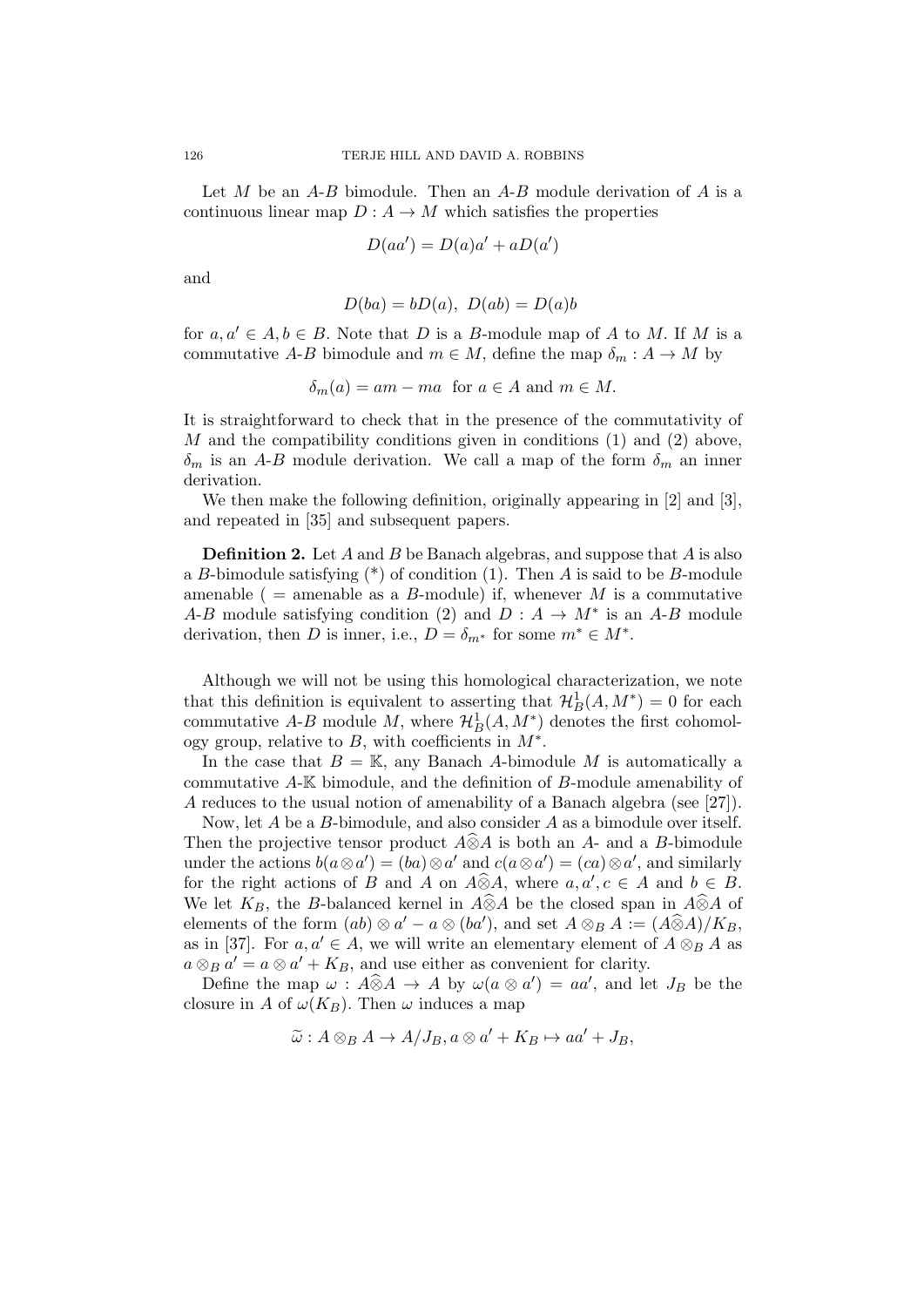Let $M$ be an $A$-$B$ bimodule. Then an $A$-$B$ module derivation of $A$ is a continuous linear map $D : A \to M$ which satisfies the properties

$$D(aa') = D(a)a' + aD(a')$$

and

$$D(ba) = bD(a), \ D(ab) = D(a)b$$

for $a, a' \in A, b \in B$. Note that $D$ is a $B$-module map of $A$ to $M$. If $M$ is a commutative $A$-$B$ bimodule and $m \in M$, define the map $\delta_m : A \to M$ by

$$\delta_m(a) = am - ma \quad \text{for } a \in A \text{ and } m \in M.$$

It is straightforward to check that in the presence of the commutativity of $M$ and the compatibility conditions given in conditions (1) and (2) above, $\delta_m$ is an $A$-$B$ module derivation. We call a map of the form $\delta_m$ an inner derivation.

We then make the following definition, originally appearing in [2] and [3], and repeated in [35] and subsequent papers.

**Definition 2.** Let $A$ and $B$ be Banach algebras, and suppose that $A$ is also a $B$-bimodule satisfying (*) of condition (1). Then $A$ is said to be $B$-module amenable ( = amenable as a $B$-module) if, whenever $M$ is a commutative $A$-$B$ module satisfying condition (2) and $D : A \to M^*$ is an $A$-$B$ module derivation, then $D$ is inner, i.e., $D = \delta_{m^*}$ for some $m^* \in M^*$.

Although we will not be using this homological characterization, we note that this definition is equivalent to asserting that $\mathcal{H}^1_B(A, M^*) = 0$ for each commutative $A$-$B$ module $M$, where $\mathcal{H}^1_B(A, M^*)$ denotes the first cohomology group, relative to $B$, with coefficients in $M^*$.

In the case that $B = \mathbb{K}$, any Banach $A$-bimodule $M$ is automatically a commutative $A$-$\mathbb{K}$ bimodule, and the definition of $B$-module amenability of $A$ reduces to the usual notion of amenability of a Banach algebra (see [27]).

Now, let $A$ be a $B$-bimodule, and also consider $A$ as a bimodule over itself. Then the projective tensor product $A\widehat{\otimes}A$ is both an $A$- and a $B$-bimodule under the actions $b(a \otimes a') = (ba) \otimes a'$ and $c(a \otimes a') = (ca) \otimes a'$, and similarly for the right actions of $B$ and $A$ on $A\widehat{\otimes}A$, where $a, a', c \in A$ and $b \in B$. We let $K_B$, the $B$-balanced kernel in $A\widehat{\otimes}A$ be the closed span in $A\widehat{\otimes}A$ of elements of the form $(ab) \otimes a' - a \otimes (ba')$, and set $A \otimes_B A := (A\widehat{\otimes}A)/K_B$, as in [37]. For $a, a' \in A$, we will write an elementary element of $A \otimes_B A$ as $a \otimes_B a' = a \otimes a' + K_B$, and use either as convenient for clarity.

Define the map $\omega : A\widehat{\otimes}A \to A$ by $\omega(a \otimes a') = aa'$, and let $J_B$ be the closure in $A$ of $\omega(K_B)$. Then $\omega$ induces a map

$$\widetilde{\omega} : A \otimes_B A \to A/J_B, a \otimes a' + K_B \mapsto aa' + J_B,$$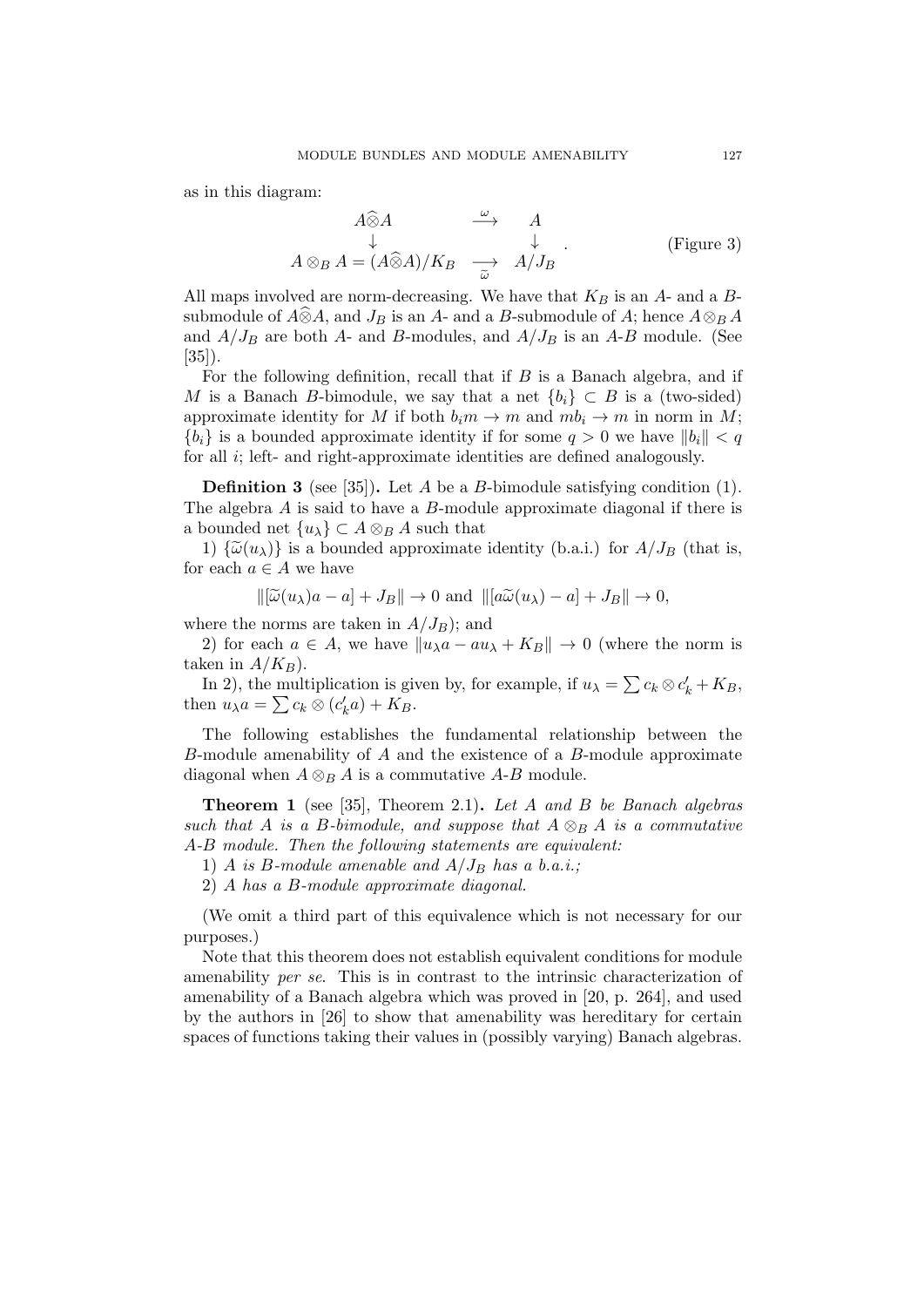as in this diagram:

$$
\begin{array}{ccc}
A\widehat{\otimes}A & \xrightarrow{\ \omega\ } & A \\
\downarrow & & \downarrow \\
A\otimes_B A = (A\widehat{\otimes}A)/K_B & \underset{\widetilde{\omega}}{\longrightarrow} & A/J_B
\end{array}. \qquad \text{(Figure 3)}
$$

All maps involved are norm-decreasing. We have that $K_B$ is an $A$- and a $B$-submodule of $A\widehat{\otimes}A$, and $J_B$ is an $A$- and a $B$-submodule of $A$; hence $A\otimes_B A$ and $A/J_B$ are both $A$- and $B$-modules, and $A/J_B$ is an $A$-$B$ module. (See [35]).

For the following definition, recall that if $B$ is a Banach algebra, and if $M$ is a Banach $B$-bimodule, we say that a net $\{b_i\} \subset B$ is a (two-sided) approximate identity for $M$ if both $b_i m \to m$ and $m b_i \to m$ in norm in $M$; $\{b_i\}$ is a bounded approximate identity if for some $q > 0$ we have $\|b_i\| < q$ for all $i$; left- and right-approximate identities are defined analogously.

**Definition 3** (see [35])**.** Let $A$ be a $B$-bimodule satisfying condition (1). The algebra $A$ is said to have a $B$-module approximate diagonal if there is a bounded net $\{u_\lambda\} \subset A\otimes_B A$ such that

1) $\{\widetilde{\omega}(u_\lambda)\}$ is a bounded approximate identity (b.a.i.) for $A/J_B$ (that is, for each $a \in A$ we have

$$\|[\widetilde{\omega}(u_\lambda)a - a] + J_B\| \to 0 \text{ and } \|[a\widetilde{\omega}(u_\lambda) - a] + J_B\| \to 0,$$

where the norms are taken in $A/J_B$); and

2) for each $a \in A$, we have $\|u_\lambda a - a u_\lambda + K_B\| \to 0$ (where the norm is taken in $A/K_B$).

In 2), the multiplication is given by, for example, if $u_\lambda = \sum c_k \otimes c'_k + K_B$, then $u_\lambda a = \sum c_k \otimes (c'_k a) + K_B$.

The following establishes the fundamental relationship between the $B$-module amenability of $A$ and the existence of a $B$-module approximate diagonal when $A\otimes_B A$ is a commutative $A$-$B$ module.

**Theorem 1** (see [35], Theorem 2.1)**.** *Let $A$ and $B$ be Banach algebras such that $A$ is a $B$-bimodule, and suppose that $A\otimes_B A$ is a commutative $A$-$B$ module. Then the following statements are equivalent:*

1) *$A$ is $B$-module amenable and $A/J_B$ has a b.a.i.;*

2) *$A$ has a $B$-module approximate diagonal.*

(We omit a third part of this equivalence which is not necessary for our purposes.)

Note that this theorem does not establish equivalent conditions for module amenability *per se*. This is in contrast to the intrinsic characterization of amenability of a Banach algebra which was proved in [20, p. 264], and used by the authors in [26] to show that amenability was hereditary for certain spaces of functions taking their values in (possibly varying) Banach algebras.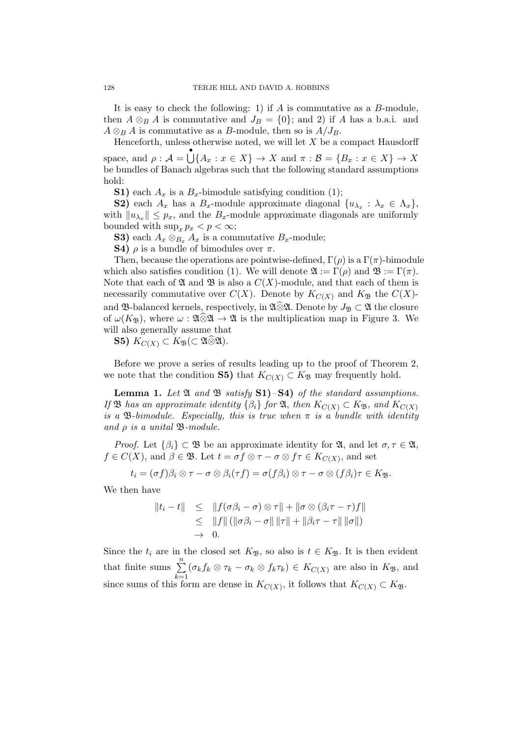It is easy to check the following: 1) if $A$ is commutative as a $B$-module, then $A \otimes_B A$ is commutative and $J_B = \{0\}$; and 2) if $A$ has a b.a.i. and $A \otimes_B A$ is commutative as a $B$-module, then so is $A/J_B$.

Henceforth, unless otherwise noted, we will let $X$ be a compact Hausdorff space, and $\rho : \mathcal{A} = \dot{\bigcup}\{A_x : x \in X\} \to X$ and $\pi : \mathcal{B} = \{B_x : x \in X\} \to X$ be bundles of Banach algebras such that the following standard assumptions hold:

**S1)** each $A_x$ is a $B_x$-bimodule satisfying condition (1);

**S2)** each $A_x$ has a $B_x$-module approximate diagonal $\{u_{\lambda_x} : \lambda_x \in \Lambda_x\}$, with $\|u_{\lambda_x}\| \leq p_x$, and the $B_x$-module approximate diagonals are uniformly bounded with $\sup_x p_x < p < \infty$;

**S3)** each $A_x \otimes_{B_x} A_x$ is a commutative $B_x$-module;

**S4)** $\rho$ is a bundle of bimodules over $\pi$.

Then, because the operations are pointwise-defined, $\Gamma(\rho)$ is a $\Gamma(\pi)$-bimodule which also satisfies condition (1). We will denote $\mathfrak{A} := \Gamma(\rho)$ and $\mathfrak{B} := \Gamma(\pi)$. Note that each of $\mathfrak{A}$ and $\mathfrak{B}$ is also a $C(X)$-module, and that each of them is necessarily commutative over $C(X)$. Denote by $K_{C(X)}$ and $K_{\mathfrak{B}}$ the $C(X)$- and $\mathfrak{B}$-balanced kernels, respectively, in $\mathfrak{A}\widehat{\otimes}\mathfrak{A}$. Denote by $J_{\mathfrak{B}} \subset \mathfrak{A}$ the closure of $\omega(K_{\mathfrak{B}})$, where $\omega : \mathfrak{A}\widehat{\otimes}\mathfrak{A} \to \mathfrak{A}$ is the multiplication map in Figure 3. We will also generally assume that

**S5)** $K_{C(X)} \subset K_{\mathfrak{B}} (\subset \mathfrak{A}\widehat{\otimes}\mathfrak{A})$.

Before we prove a series of results leading up to the proof of Theorem 2, we note that the condition **S5)** that $K_{C(X)} \subset K_{\mathfrak{B}}$ may frequently hold.

**Lemma 1.** *Let $\mathfrak{A}$ and $\mathfrak{B}$ satisfy* **S1)**–**S4)** *of the standard assumptions. If $\mathfrak{B}$ has an approximate identity $\{\beta_i\}$ for $\mathfrak{A}$, then $K_{C(X)} \subset K_{\mathfrak{B}}$, and $K_{C(X)}$ is a $\mathfrak{B}$-bimodule. Especially, this is true when $\pi$ is a bundle with identity and $\rho$ is a unital $\mathfrak{B}$-module.*

*Proof.* Let $\{\beta_i\} \subset \mathfrak{B}$ be an approximate identity for $\mathfrak{A}$, and let $\sigma, \tau \in \mathfrak{A}$, $f \in C(X)$, and $\beta \in \mathfrak{B}$. Let $t = \sigma f \otimes \tau - \sigma \otimes f\tau \in K_{C(X)}$, and set

$$t_i = (\sigma f)\beta_i \otimes \tau - \sigma \otimes \beta_i(\tau f) = \sigma(f\beta_i) \otimes \tau - \sigma \otimes (f\beta_i)\tau \in K_{\mathfrak{B}}.$$

We then have

$$\begin{aligned} \|t_i - t\| &\leq \|f(\sigma\beta_i - \sigma) \otimes \tau\| + \|\sigma \otimes (\beta_i\tau - \tau)f\| \\ &\leq \|f\| \left(\|\sigma\beta_i - \sigma\| \, \|\tau\| + \|\beta_i\tau - \tau\| \, \|\sigma\|\right) \\ &\to 0. \end{aligned}$$

Since the $t_i$ are in the closed set $K_{\mathfrak{B}}$, so also is $t \in K_{\mathfrak{B}}$. It is then evident that finite sums $\sum_{k=1}^{n} (\sigma_k f_k \otimes \tau_k - \sigma_k \otimes f_k\tau_k) \in K_{C(X)}$ are also in $K_{\mathfrak{B}}$, and since sums of this form are dense in $K_{C(X)}$, it follows that $K_{C(X)} \subset K_{\mathfrak{B}}$.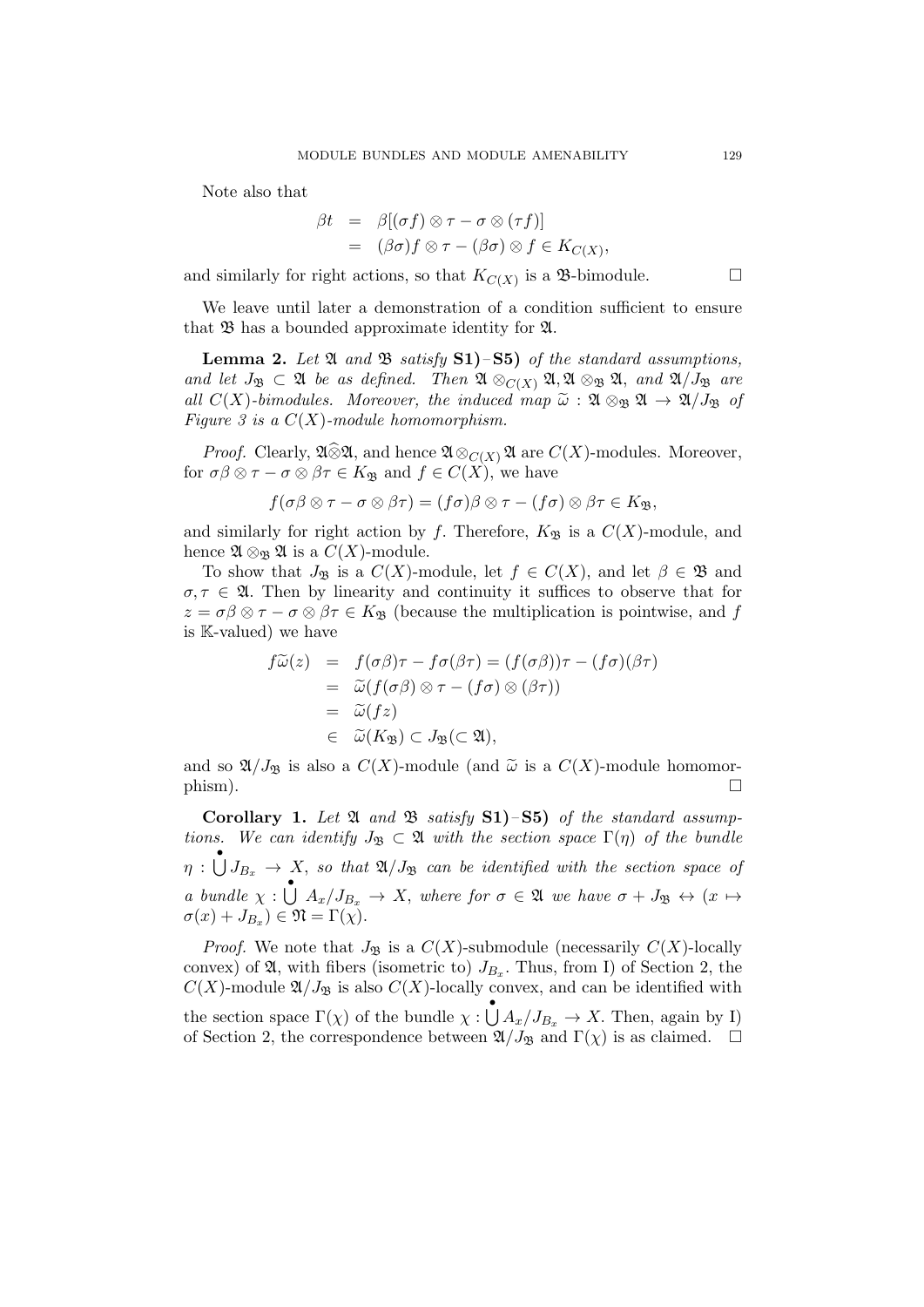Note also that

$$
\begin{aligned}
\beta t &= \beta[(\sigma f) \otimes \tau - \sigma \otimes (\tau f)] \\
&= (\beta\sigma) f \otimes \tau - (\beta\sigma) \otimes f \in K_{C(X)},
\end{aligned}
$$

and similarly for right actions, so that $K_{C(X)}$ is a $\mathfrak{B}$-bimodule. $\square$

We leave until later a demonstration of a condition sufficient to ensure that $\mathfrak{B}$ has a bounded approximate identity for $\mathfrak{A}$.

**Lemma 2.** *Let $\mathfrak{A}$ and $\mathfrak{B}$ satisfy* **S1)**–**S5)** *of the standard assumptions, and let $J_{\mathfrak{B}} \subset \mathfrak{A}$ be as defined. Then $\mathfrak{A} \otimes_{C(X)} \mathfrak{A}, \mathfrak{A} \otimes_{\mathfrak{B}} \mathfrak{A}$, and $\mathfrak{A}/J_{\mathfrak{B}}$ are all $C(X)$-bimodules. Moreover, the induced map $\widetilde{\omega} : \mathfrak{A} \otimes_{\mathfrak{B}} \mathfrak{A} \to \mathfrak{A}/J_{\mathfrak{B}}$ of Figure 3 is a $C(X)$-module homomorphism.*

*Proof.* Clearly, $\mathfrak{A}\widehat{\otimes}\mathfrak{A}$, and hence $\mathfrak{A} \otimes_{C(X)} \mathfrak{A}$ are $C(X)$-modules. Moreover, for $\sigma\beta \otimes \tau - \sigma \otimes \beta\tau \in K_{\mathfrak{B}}$ and $f \in C(X)$, we have

$$
f(\sigma\beta \otimes \tau - \sigma \otimes \beta\tau) = (f\sigma)\beta \otimes \tau - (f\sigma) \otimes \beta\tau \in K_{\mathfrak{B}},
$$

and similarly for right action by $f$. Therefore, $K_{\mathfrak{B}}$ is a $C(X)$-module, and hence $\mathfrak{A} \otimes_{\mathfrak{B}} \mathfrak{A}$ is a $C(X)$-module.

To show that $J_{\mathfrak{B}}$ is a $C(X)$-module, let $f \in C(X)$, and let $\beta \in \mathfrak{B}$ and $\sigma, \tau \in \mathfrak{A}$. Then by linearity and continuity it suffices to observe that for $z = \sigma\beta \otimes \tau - \sigma \otimes \beta\tau \in K_{\mathfrak{B}}$ (because the multiplication is pointwise, and $f$ is $\mathbb{K}$-valued) we have

$$
\begin{aligned}
f\widetilde{\omega}(z) &= f(\sigma\beta)\tau - f\sigma(\beta\tau) = (f(\sigma\beta))\tau - (f\sigma)(\beta\tau) \\
&= \widetilde{\omega}(f(\sigma\beta) \otimes \tau - (f\sigma) \otimes (\beta\tau)) \\
&= \widetilde{\omega}(fz) \\
&\in \widetilde{\omega}(K_{\mathfrak{B}}) \subset J_{\mathfrak{B}}(\subset \mathfrak{A}),
\end{aligned}
$$

and so $\mathfrak{A}/J_{\mathfrak{B}}$ is also a $C(X)$-module (and $\widetilde{\omega}$ is a $C(X)$-module homomorphism). $\square$

**Corollary 1.** *Let $\mathfrak{A}$ and $\mathfrak{B}$ satisfy* **S1)**–**S5)** *of the standard assumptions. We can identify $J_{\mathfrak{B}} \subset \mathfrak{A}$ with the section space $\Gamma(\eta)$ of the bundle $\eta : \dot{\bigcup} J_{B_x} \to X$, so that $\mathfrak{A}/J_{\mathfrak{B}}$ can be identified with the section space of a bundle $\chi : \dot{\bigcup} A_x/J_{B_x} \to X$, where for $\sigma \in \mathfrak{A}$ we have $\sigma + J_{\mathfrak{B}} \leftrightarrow (x \mapsto \sigma(x) + J_{B_x}) \in \mathfrak{N} = \Gamma(\chi)$.*

*Proof.* We note that $J_{\mathfrak{B}}$ is a $C(X)$-submodule (necessarily $C(X)$-locally convex) of $\mathfrak{A}$, with fibers (isometric to) $J_{B_x}$. Thus, from I) of Section 2, the $C(X)$-module $\mathfrak{A}/J_{\mathfrak{B}}$ is also $C(X)$-locally convex, and can be identified with the section space $\Gamma(\chi)$ of the bundle $\chi : \dot{\bigcup} A_x/J_{B_x} \to X$. Then, again by I) of Section 2, the correspondence between $\mathfrak{A}/J_{\mathfrak{B}}$ and $\Gamma(\chi)$ is as claimed. $\square$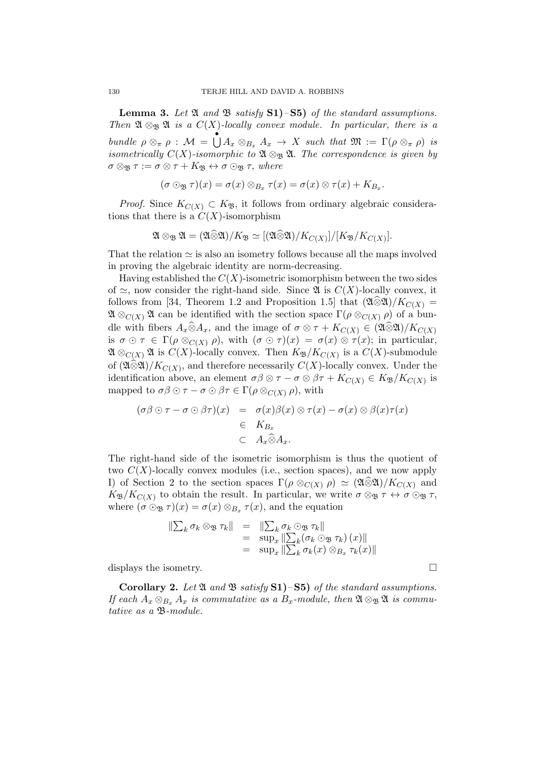**Lemma 3.** *Let $\mathfrak{A}$ and $\mathfrak{B}$ satisfy* **S1)**–**S5)** *of the standard assumptions. Then $\mathfrak{A} \otimes_{\mathfrak{B}} \mathfrak{A}$ is a $C(X)$-locally convex module. In particular, there is a bundle $\rho \otimes_{\pi} \rho : \mathcal{M} = \dot{\bigcup} A_x \otimes_{B_x} A_x \to X$ such that $\mathfrak{M} := \Gamma(\rho \otimes_{\pi} \rho)$ is isometrically $C(X)$-isomorphic to $\mathfrak{A} \otimes_{\mathfrak{B}} \mathfrak{A}$. The correspondence is given by $\sigma \otimes_{\mathfrak{B}} \tau := \sigma \otimes \tau + K_{\mathfrak{B}} \leftrightarrow \sigma \odot_{\mathfrak{B}} \tau$, where*

$$(\sigma \odot_{\mathfrak{B}} \tau)(x) = \sigma(x) \otimes_{B_x} \tau(x) = \sigma(x) \otimes \tau(x) + K_{B_x}.$$

*Proof.* Since $K_{C(X)} \subset K_{\mathfrak{B}}$, it follows from ordinary algebraic considerations that there is a $C(X)$-isomorphism

$$\mathfrak{A} \otimes_{\mathfrak{B}} \mathfrak{A} = (\mathfrak{A} \widehat{\otimes} \mathfrak{A})/K_{\mathfrak{B}} \simeq [(\mathfrak{A} \widehat{\otimes} \mathfrak{A})/K_{C(X)}]/[K_{\mathfrak{B}}/K_{C(X)}].$$

That the relation $\simeq$ is also an isometry follows because all the maps involved in proving the algebraic identity are norm-decreasing.

Having established the $C(X)$-isometric isomorphism between the two sides of $\simeq$, now consider the right-hand side. Since $\mathfrak{A}$ is $C(X)$-locally convex, it follows from [34, Theorem 1.2 and Proposition 1.5] that $(\mathfrak{A} \widehat{\otimes} \mathfrak{A})/K_{C(X)} = \mathfrak{A} \otimes_{C(X)} \mathfrak{A}$ can be identified with the section space $\Gamma(\rho \otimes_{C(X)} \rho)$ of a bundle with fibers $A_x \widehat{\otimes} A_x$, and the image of $\sigma \otimes \tau + K_{C(X)} \in (\mathfrak{A} \widehat{\otimes} \mathfrak{A})/K_{C(X)}$ is $\sigma \odot \tau \in \Gamma(\rho \otimes_{C(X)} \rho)$, with $(\sigma \odot \tau)(x) = \sigma(x) \otimes \tau(x)$; in particular, $\mathfrak{A} \otimes_{C(X)} \mathfrak{A}$ is $C(X)$-locally convex. Then $K_{\mathfrak{B}}/K_{C(X)}$ is a $C(X)$-submodule of $(\mathfrak{A} \widehat{\otimes} \mathfrak{A})/K_{C(X)}$, and therefore necessarily $C(X)$-locally convex. Under the identification above, an element $\sigma\beta \otimes \tau - \sigma \otimes \beta\tau + K_{C(X)} \in K_{\mathfrak{B}}/K_{C(X)}$ is mapped to $\sigma\beta \odot \tau - \sigma \odot \beta\tau \in \Gamma(\rho \otimes_{C(X)} \rho)$, with

$$\begin{aligned} (\sigma\beta \odot \tau - \sigma \odot \beta\tau)(x) &= \sigma(x)\beta(x) \otimes \tau(x) - \sigma(x) \otimes \beta(x)\tau(x) \\ &\in K_{B_x} \\ &\subset A_x \widehat{\otimes} A_x. \end{aligned}$$

The right-hand side of the isometric isomorphism is thus the quotient of two $C(X)$-locally convex modules (i.e., section spaces), and we now apply I) of Section 2 to the section spaces $\Gamma(\rho \otimes_{C(X)} \rho) \simeq (\mathfrak{A} \widehat{\otimes} \mathfrak{A})/K_{C(X)}$ and $K_{\mathfrak{B}}/K_{C(X)}$ to obtain the result. In particular, we write $\sigma \otimes_{\mathfrak{B}} \tau \leftrightarrow \sigma \odot_{\mathfrak{B}} \tau$, where $(\sigma \odot_{\mathfrak{B}} \tau)(x) = \sigma(x) \otimes_{B_x} \tau(x)$, and the equation

$$\begin{aligned} \|\textstyle\sum_k \sigma_k \otimes_{\mathfrak{B}} \tau_k\| &= \|\textstyle\sum_k \sigma_k \odot_{\mathfrak{B}} \tau_k\| \\ &= \sup_x \|\textstyle\sum_k (\sigma_k \odot_{\mathfrak{B}} \tau_k)(x)\| \\ &= \sup_x \|\textstyle\sum_k \sigma_k(x) \otimes_{B_x} \tau_k(x)\| \end{aligned}$$

displays the isometry. □

**Corollary 2.** *Let $\mathfrak{A}$ and $\mathfrak{B}$ satisfy* **S1)**–**S5)** *of the standard assumptions. If each $A_x \otimes_{B_x} A_x$ is commutative as a $B_x$-module, then $\mathfrak{A} \otimes_{\mathfrak{B}} \mathfrak{A}$ is commutative as a $\mathfrak{B}$-module.*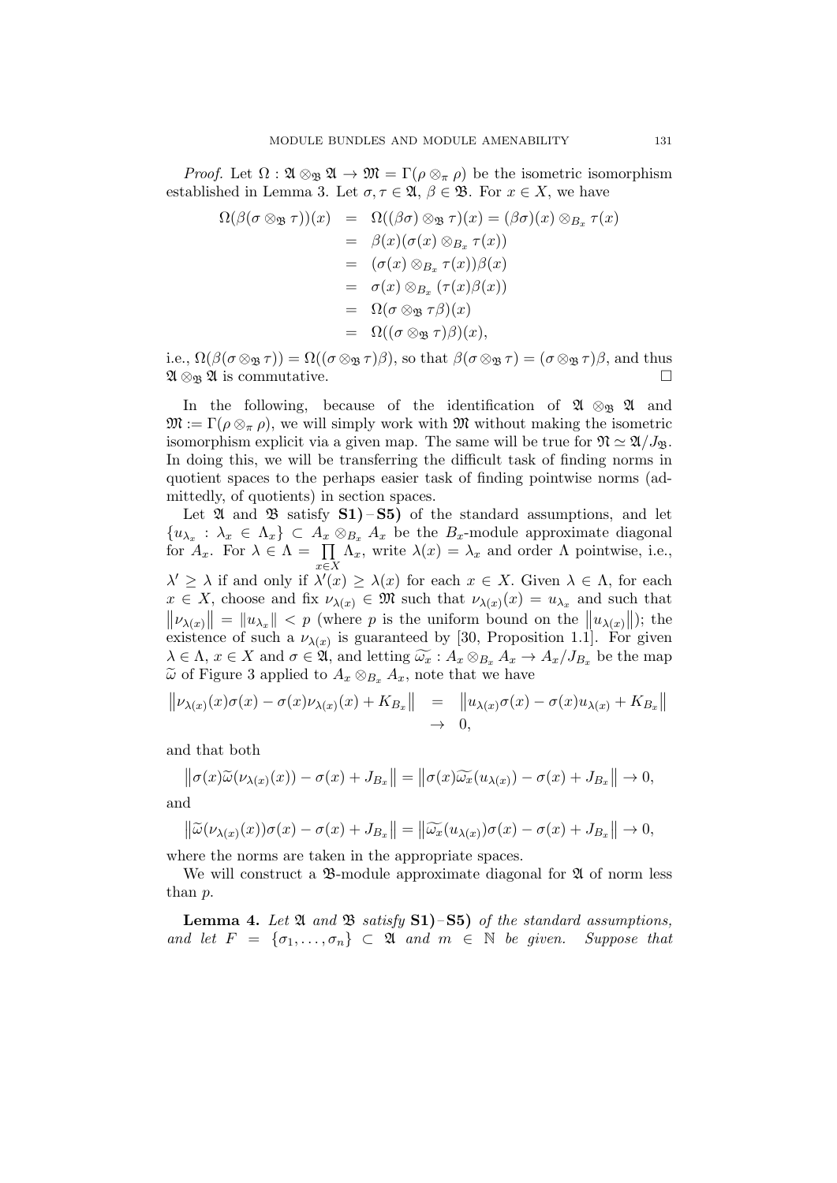*Proof.* Let $\Omega : \mathfrak{A} \otimes_{\mathfrak{B}} \mathfrak{A} \to \mathfrak{M} = \Gamma(\rho \otimes_\pi \rho)$ be the isometric isomorphism established in Lemma 3. Let $\sigma, \tau \in \mathfrak{A}$, $\beta \in \mathfrak{B}$. For $x \in X$, we have

$$
\begin{aligned}
\Omega(\beta(\sigma \otimes_{\mathfrak{B}} \tau))(x) &= \Omega((\beta\sigma) \otimes_{\mathfrak{B}} \tau)(x) = (\beta\sigma)(x) \otimes_{B_x} \tau(x) \\
&= \beta(x)(\sigma(x) \otimes_{B_x} \tau(x)) \\
&= (\sigma(x) \otimes_{B_x} \tau(x))\beta(x) \\
&= \sigma(x) \otimes_{B_x} (\tau(x)\beta(x)) \\
&= \Omega(\sigma \otimes_{\mathfrak{B}} \tau\beta)(x) \\
&= \Omega((\sigma \otimes_{\mathfrak{B}} \tau)\beta)(x),
\end{aligned}
$$

i.e., $\Omega(\beta(\sigma \otimes_{\mathfrak{B}} \tau)) = \Omega((\sigma \otimes_{\mathfrak{B}} \tau)\beta)$, so that $\beta(\sigma \otimes_{\mathfrak{B}} \tau) = (\sigma \otimes_{\mathfrak{B}} \tau)\beta$, and thus $\mathfrak{A} \otimes_{\mathfrak{B}} \mathfrak{A}$ is commutative. $\square$

In the following, because of the identification of $\mathfrak{A} \otimes_{\mathfrak{B}} \mathfrak{A}$ and $\mathfrak{M} := \Gamma(\rho \otimes_\pi \rho)$, we will simply work with $\mathfrak{M}$ without making the isometric isomorphism explicit via a given map. The same will be true for $\mathfrak{N} \simeq \mathfrak{A}/J_{\mathfrak{B}}$. In doing this, we will be transferring the difficult task of finding norms in quotient spaces to the perhaps easier task of finding pointwise norms (admittedly, of quotients) in section spaces.

Let $\mathfrak{A}$ and $\mathfrak{B}$ satisfy **S1)**–**S5)** of the standard assumptions, and let $\{u_{\lambda_x} : \lambda_x \in \Lambda_x\} \subset A_x \otimes_{B_x} A_x$ be the $B_x$-module approximate diagonal for $A_x$. For $\lambda \in \Lambda = \prod_{x \in X} \Lambda_x$, write $\lambda(x) = \lambda_x$ and order $\Lambda$ pointwise, i.e., $\lambda' \geq \lambda$ if and only if $\lambda'(x) \geq \lambda(x)$ for each $x \in X$. Given $\lambda \in \Lambda$, for each $x \in X$, choose and fix $\nu_{\lambda(x)} \in \mathfrak{M}$ such that $\nu_{\lambda(x)}(x) = u_{\lambda_x}$ and such that $\|\nu_{\lambda(x)}\| = \|u_{\lambda_x}\| < p$ (where $p$ is the uniform bound on the $\|u_{\lambda(x)}\|$); the existence of such a $\nu_{\lambda(x)}$ is guaranteed by [30, Proposition 1.1]. For given $\lambda \in \Lambda$, $x \in X$ and $\sigma \in \mathfrak{A}$, and letting $\widetilde{\omega_x} : A_x \otimes_{B_x} A_x \to A_x/J_{B_x}$ be the map $\widetilde{\omega}$ of Figure 3 applied to $A_x \otimes_{B_x} A_x$, note that we have

$$
\begin{aligned}
\left\|\nu_{\lambda(x)}(x)\sigma(x) - \sigma(x)\nu_{\lambda(x)}(x) + K_{B_x}\right\| &= \left\|u_{\lambda(x)}\sigma(x) - \sigma(x)u_{\lambda(x)} + K_{B_x}\right\| \\
&\to 0,
\end{aligned}
$$

and that both

$$
\left\|\sigma(x)\widetilde{\omega}(\nu_{\lambda(x)}(x)) - \sigma(x) + J_{B_x}\right\| = \left\|\sigma(x)\widetilde{\omega_x}(u_{\lambda(x)}) - \sigma(x) + J_{B_x}\right\| \to 0,
$$

and

$$
\left\|\widetilde{\omega}(\nu_{\lambda(x)}(x))\sigma(x) - \sigma(x) + J_{B_x}\right\| = \left\|\widetilde{\omega_x}(u_{\lambda(x)})\sigma(x) - \sigma(x) + J_{B_x}\right\| \to 0,
$$

where the norms are taken in the appropriate spaces.

We will construct a $\mathfrak{B}$-module approximate diagonal for $\mathfrak{A}$ of norm less than $p$.

**Lemma 4.** *Let $\mathfrak{A}$ and $\mathfrak{B}$ satisfy* **S1)**–**S5)** *of the standard assumptions, and let $F = \{\sigma_1, \ldots, \sigma_n\} \subset \mathfrak{A}$ and $m \in \mathbb{N}$ be given. Suppose that*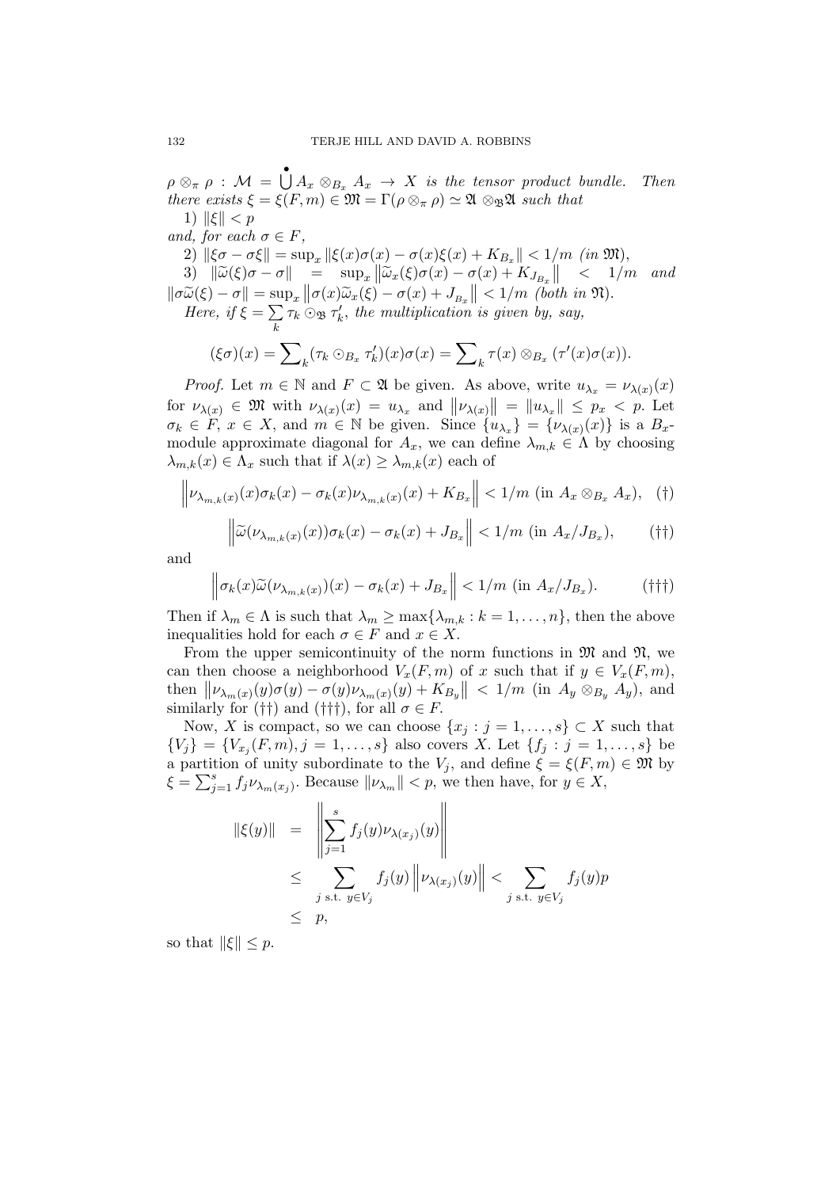$\rho \otimes_\pi \rho : \mathcal{M} = \dot{\bigcup} A_x \otimes_{B_x} A_x \to X$ *is the tensor product bundle. Then there exists* $\xi = \xi(F, m) \in \mathfrak{M} = \Gamma(\rho \otimes_\pi \rho) \simeq \mathfrak{A} \otimes_{\mathfrak{B}} \mathfrak{A}$ *such that*

1) $\|\xi\| < p$

*and, for each* $\sigma \in F$,

2) $\|\xi\sigma - \sigma\xi\| = \sup_x \|\xi(x)\sigma(x) - \sigma(x)\xi(x) + K_{B_x}\| < 1/m$ *(in* $\mathfrak{M}$*)*,

3) $\|\widetilde{\omega}(\xi)\sigma - \sigma\| = \sup_x \left\|\widetilde{\omega}_x(\xi)\sigma(x) - \sigma(x) + K_{J_{B_x}}\right\| < 1/m$ *and* $\|\sigma\widetilde{\omega}(\xi) - \sigma\| = \sup_x \left\|\sigma(x)\widetilde{\omega}_x(\xi) - \sigma(x) + J_{B_x}\right\| < 1/m$ *(both in* $\mathfrak{N}$*)*.

*Here, if* $\xi = \sum_k \tau_k \odot_{\mathfrak{B}} \tau'_k$*, the multiplication is given by, say,*

$$(\xi\sigma)(x) = \sum\nolimits_k (\tau_k \odot_{B_x} \tau'_k)(x)\sigma(x) = \sum\nolimits_k \tau(x) \otimes_{B_x} (\tau'(x)\sigma(x)).$$

*Proof.* Let $m \in \mathbb{N}$ and $F \subset \mathfrak{A}$ be given. As above, write $u_{\lambda_x} = \nu_{\lambda(x)}(x)$ for $\nu_{\lambda(x)} \in \mathfrak{M}$ with $\nu_{\lambda(x)}(x) = u_{\lambda_x}$ and $\left\|\nu_{\lambda(x)}\right\| = \|u_{\lambda_x}\| \leq p_x < p$. Let $\sigma_k \in F$, $x \in X$, and $m \in \mathbb{N}$ be given. Since $\{u_{\lambda_x}\} = \{\nu_{\lambda(x)}(x)\}$ is a $B_x$-module approximate diagonal for $A_x$, we can define $\lambda_{m,k} \in \Lambda$ by choosing $\lambda_{m,k}(x) \in \Lambda_x$ such that if $\lambda(x) \geq \lambda_{m,k}(x)$ each of

$$\left\|\nu_{\lambda_{m,k}(x)}(x)\sigma_k(x) - \sigma_k(x)\nu_{\lambda_{m,k}(x)}(x) + K_{B_x}\right\| < 1/m \text{ (in } A_x \otimes_{B_x} A_x), \quad (\dagger)$$

$$\left\|\widetilde{\omega}(\nu_{\lambda_{m,k}(x)}(x))\sigma_k(x) - \sigma_k(x) + J_{B_x}\right\| < 1/m \text{ (in } A_x/J_{B_x}), \quad (\dagger\dagger)$$

and

$$\left\|\sigma_k(x)\widetilde{\omega}(\nu_{\lambda_{m,k}(x)})(x) - \sigma_k(x) + J_{B_x}\right\| < 1/m \text{ (in } A_x/J_{B_x}). \quad (\dagger\dagger\dagger)$$

Then if $\lambda_m \in \Lambda$ is such that $\lambda_m \geq \max\{\lambda_{m,k} : k = 1, \ldots, n\}$, then the above inequalities hold for each $\sigma \in F$ and $x \in X$.

From the upper semicontinuity of the norm functions in $\mathfrak{M}$ and $\mathfrak{N}$, we can then choose a neighborhood $V_x(F, m)$ of $x$ such that if $y \in V_x(F, m)$, then $\left\|\nu_{\lambda_m(x)}(y)\sigma(y) - \sigma(y)\nu_{\lambda_m(x)}(y) + K_{B_y}\right\| < 1/m$ (in $A_y \otimes_{B_y} A_y$), and similarly for $(\dagger\dagger)$ and $(\dagger\dagger\dagger)$, for all $\sigma \in F$.

Now, $X$ is compact, so we can choose $\{x_j : j = 1, \ldots, s\} \subset X$ such that $\{V_j\} = \{V_{x_j}(F, m), j = 1, \ldots, s\}$ also covers $X$. Let $\{f_j : j = 1, \ldots, s\}$ be a partition of unity subordinate to the $V_j$, and define $\xi = \xi(F, m) \in \mathfrak{M}$ by $\xi = \sum_{j=1}^s f_j \nu_{\lambda_m(x_j)}$. Because $\|\nu_{\lambda_m}\| < p$, we then have, for $y \in X$,

$$\begin{aligned} \|\xi(y)\| &= \left\|\sum_{j=1}^s f_j(y)\nu_{\lambda(x_j)}(y)\right\| \\ &\leq \sum_{j \text{ s.t. } y \in V_j} f_j(y)\left\|\nu_{\lambda(x_j)}(y)\right\| < \sum_{j \text{ s.t. } y \in V_j} f_j(y)p \\ &\leq p, \end{aligned}$$

so that $\|\xi\| \leq p$.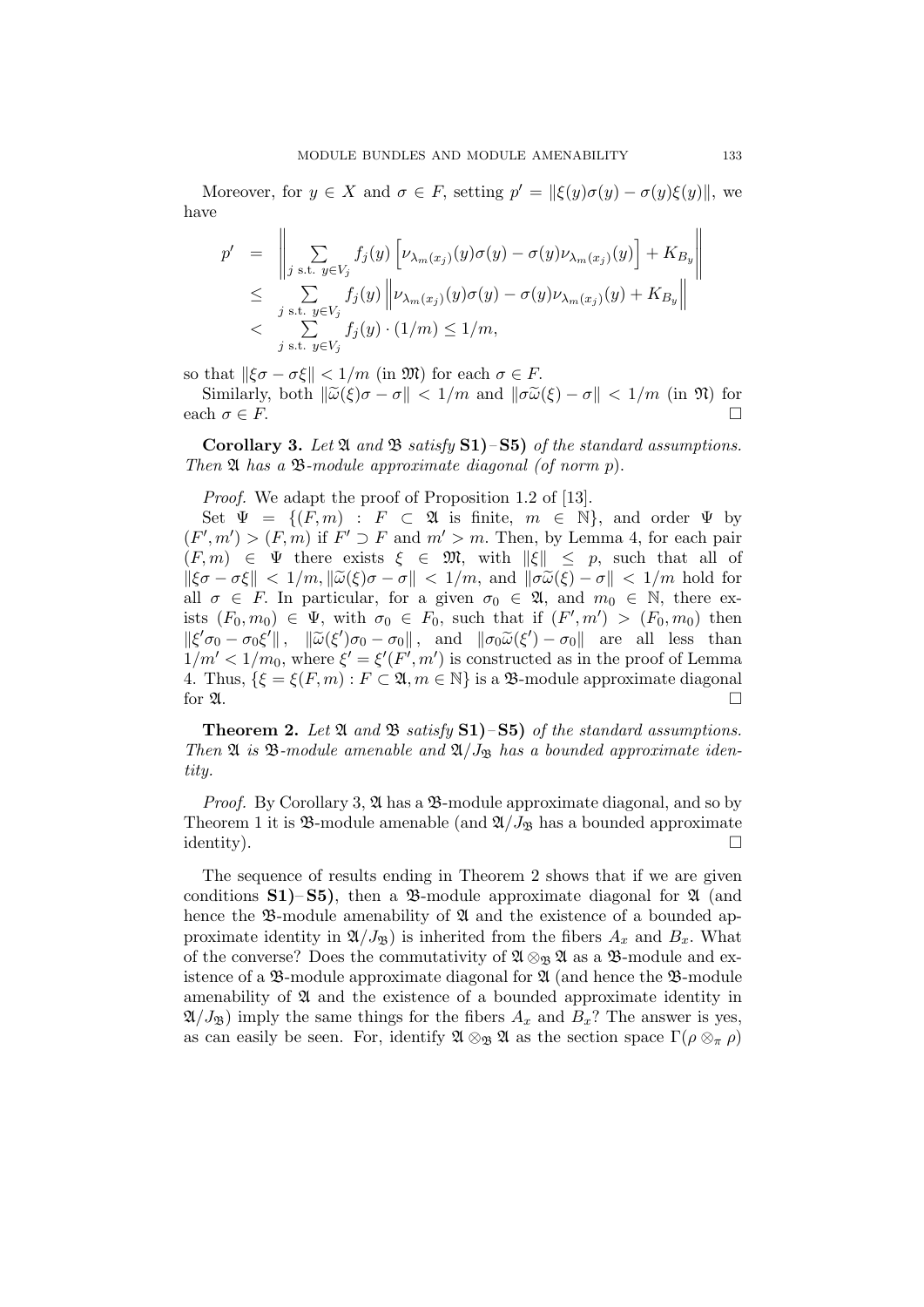Moreover, for $y \in X$ and $\sigma \in F$, setting $p' = \|\xi(y)\sigma(y) - \sigma(y)\xi(y)\|$, we have

$$
\begin{aligned}
p' &= \left\| \sum_{j \text{ s.t. } y \in V_j} f_j(y) \left[ \nu_{\lambda_m(x_j)}(y)\sigma(y) - \sigma(y)\nu_{\lambda_m(x_j)}(y) \right] + K_{B_y} \right\| \\
&\leq \sum_{j \text{ s.t. } y \in V_j} f_j(y) \left\| \nu_{\lambda_m(x_j)}(y)\sigma(y) - \sigma(y)\nu_{\lambda_m(x_j)}(y) + K_{B_y} \right\| \\
&< \sum_{j \text{ s.t. } y \in V_j} f_j(y) \cdot (1/m) \leq 1/m,
\end{aligned}
$$

so that $\|\xi\sigma - \sigma\xi\| < 1/m$ (in $\mathfrak{M}$) for each $\sigma \in F$.

Similarly, both $\|\widetilde{\omega}(\xi)\sigma - \sigma\| < 1/m$ and $\|\sigma\widetilde{\omega}(\xi) - \sigma\| < 1/m$ (in $\mathfrak{N}$) for each $\sigma \in F$. $\square$

**Corollary 3.** *Let $\mathfrak{A}$ and $\mathfrak{B}$ satisfy* **S1)**–**S5)** *of the standard assumptions. Then $\mathfrak{A}$ has a $\mathfrak{B}$-module approximate diagonal (of norm $p$).*

*Proof.* We adapt the proof of Proposition 1.2 of [13].

Set $\Psi = \{(F, m) : F \subset \mathfrak{A} \text{ is finite}, m \in \mathbb{N}\}$, and order $\Psi$ by $(F', m') > (F, m)$ if $F' \supset F$ and $m' > m$. Then, by Lemma 4, for each pair $(F, m) \in \Psi$ there exists $\xi \in \mathfrak{M}$, with $\|\xi\| \leq p$, such that all of $\|\xi\sigma - \sigma\xi\| < 1/m, \|\widetilde{\omega}(\xi)\sigma - \sigma\| < 1/m$, and $\|\sigma\widetilde{\omega}(\xi) - \sigma\| < 1/m$ hold for all $\sigma \in F$. In particular, for a given $\sigma_0 \in \mathfrak{A}$, and $m_0 \in \mathbb{N}$, there exists $(F_0, m_0) \in \Psi$, with $\sigma_0 \in F_0$, such that if $(F', m') > (F_0, m_0)$ then $\|\xi'\sigma_0 - \sigma_0\xi'\|$, $\|\widetilde{\omega}(\xi')\sigma_0 - \sigma_0\|$, and $\|\sigma_0\widetilde{\omega}(\xi') - \sigma_0\|$ are all less than $1/m' < 1/m_0$, where $\xi' = \xi'(F', m')$ is constructed as in the proof of Lemma 4. Thus, $\{\xi = \xi(F, m) : F \subset \mathfrak{A}, m \in \mathbb{N}\}$ is a $\mathfrak{B}$-module approximate diagonal for $\mathfrak{A}$. $\square$

**Theorem 2.** *Let $\mathfrak{A}$ and $\mathfrak{B}$ satisfy* **S1)**–**S5)** *of the standard assumptions. Then $\mathfrak{A}$ is $\mathfrak{B}$-module amenable and $\mathfrak{A}/J_{\mathfrak{B}}$ has a bounded approximate identity.*

*Proof.* By Corollary 3, $\mathfrak{A}$ has a $\mathfrak{B}$-module approximate diagonal, and so by Theorem 1 it is $\mathfrak{B}$-module amenable (and $\mathfrak{A}/J_{\mathfrak{B}}$ has a bounded approximate identity). $\square$

The sequence of results ending in Theorem 2 shows that if we are given conditions **S1)**–**S5)**, then a $\mathfrak{B}$-module approximate diagonal for $\mathfrak{A}$ (and hence the $\mathfrak{B}$-module amenability of $\mathfrak{A}$ and the existence of a bounded approximate identity in $\mathfrak{A}/J_{\mathfrak{B}}$) is inherited from the fibers $A_x$ and $B_x$. What of the converse? Does the commutativity of $\mathfrak{A} \otimes_{\mathfrak{B}} \mathfrak{A}$ as a $\mathfrak{B}$-module and existence of a $\mathfrak{B}$-module approximate diagonal for $\mathfrak{A}$ (and hence the $\mathfrak{B}$-module amenability of $\mathfrak{A}$ and the existence of a bounded approximate identity in $\mathfrak{A}/J_{\mathfrak{B}}$) imply the same things for the fibers $A_x$ and $B_x$? The answer is yes, as can easily be seen. For, identify $\mathfrak{A} \otimes_{\mathfrak{B}} \mathfrak{A}$ as the section space $\Gamma(\rho \otimes_\pi \rho)$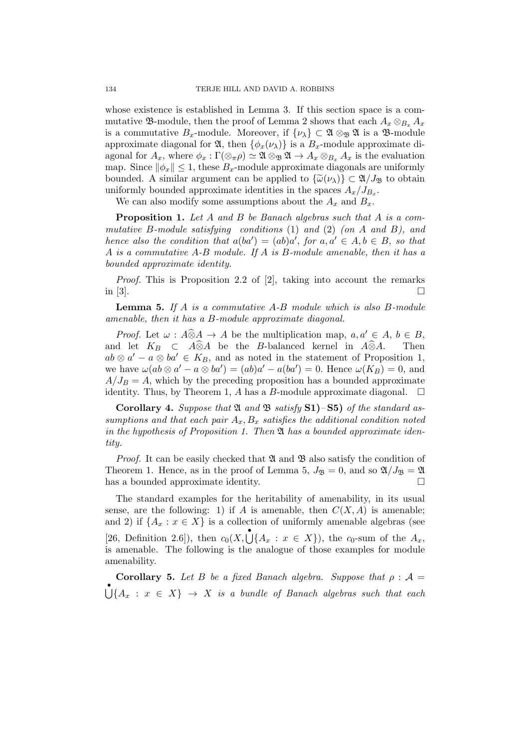whose existence is established in Lemma 3. If this section space is a commutative $\mathfrak{B}$-module, then the proof of Lemma 2 shows that each $A_x \otimes_{B_x} A_x$ is a commutative $B_x$-module. Moreover, if $\{\nu_\lambda\} \subset \mathfrak{A} \otimes_{\mathfrak{B}} \mathfrak{A}$ is a $\mathfrak{B}$-module approximate diagonal for $\mathfrak{A}$, then $\{\phi_x(\nu_\lambda)\}$ is a $B_x$-module approximate diagonal for $A_x$, where $\phi_x : \Gamma(\otimes_\pi \rho) \simeq \mathfrak{A} \otimes_{\mathfrak{B}} \mathfrak{A} \to A_x \otimes_{B_x} A_x$ is the evaluation map. Since $\|\phi_x\| \leq 1$, these $B_x$-module approximate diagonals are uniformly bounded. A similar argument can be applied to $\{\widetilde{\omega}(\nu_\lambda)\} \subset \mathfrak{A}/J_{\mathfrak{B}}$ to obtain uniformly bounded approximate identities in the spaces $A_x/J_{B_x}$.

We can also modify some assumptions about the $A_x$ and $B_x$.

**Proposition 1.** *Let $A$ and $B$ be Banach algebras such that $A$ is a commutative $B$-module satisfying conditions* (1) *and* (2) *(on $A$ and $B$), and hence also the condition that $a(ba') = (ab)a'$, for $a, a' \in A, b \in B$, so that $A$ is a commutative $A$-$B$ module. If $A$ is $B$-module amenable, then it has a bounded approximate identity.*

*Proof.* This is Proposition 2.2 of [2], taking into account the remarks in [3]. $\square$

**Lemma 5.** *If $A$ is a commutative $A$-$B$ module which is also $B$-module amenable, then it has a $B$-module approximate diagonal.*

*Proof.* Let $\omega : A\widehat{\otimes}A \to A$ be the multiplication map, $a, a' \in A$, $b \in B$, and let $K_B \subset A\widehat{\otimes}A$ be the $B$-balanced kernel in $A\widehat{\otimes}A$. Then $ab \otimes a' - a \otimes ba' \in K_B$, and as noted in the statement of Proposition 1, we have $\omega(ab \otimes a' - a \otimes ba') = (ab)a' - a(ba') = 0$. Hence $\omega(K_B) = 0$, and $A/J_B = A$, which by the preceding proposition has a bounded approximate identity. Thus, by Theorem 1, $A$ has a $B$-module approximate diagonal. $\square$

**Corollary 4.** *Suppose that $\mathfrak{A}$ and $\mathfrak{B}$ satisfy* **S1)**–**S5)** *of the standard assumptions and that each pair $A_x, B_x$ satisfies the additional condition noted in the hypothesis of Proposition 1. Then $\mathfrak{A}$ has a bounded approximate identity.*

*Proof.* It can be easily checked that $\mathfrak{A}$ and $\mathfrak{B}$ also satisfy the condition of Theorem 1. Hence, as in the proof of Lemma 5, $J_{\mathfrak{B}} = 0$, and so $\mathfrak{A}/J_{\mathfrak{B}} = \mathfrak{A}$ has a bounded approximate identity. $\square$

The standard examples for the heritability of amenability, in its usual sense, are the following: 1) if $A$ is amenable, then $C(X, A)$ is amenable; and 2) if $\{A_x : x \in X\}$ is a collection of uniformly amenable algebras (see [26, Definition 2.6]), then $c_0(X, \dot{\bigcup}\{A_x : x \in X\})$, the $c_0$-sum of the $A_x$, is amenable. The following is the analogue of those examples for module amenability.

**Corollary 5.** *Let $B$ be a fixed Banach algebra. Suppose that $\rho : \mathcal{A} = \dot{\bigcup}\{A_x : x \in X\} \to X$ is a bundle of Banach algebras such that each*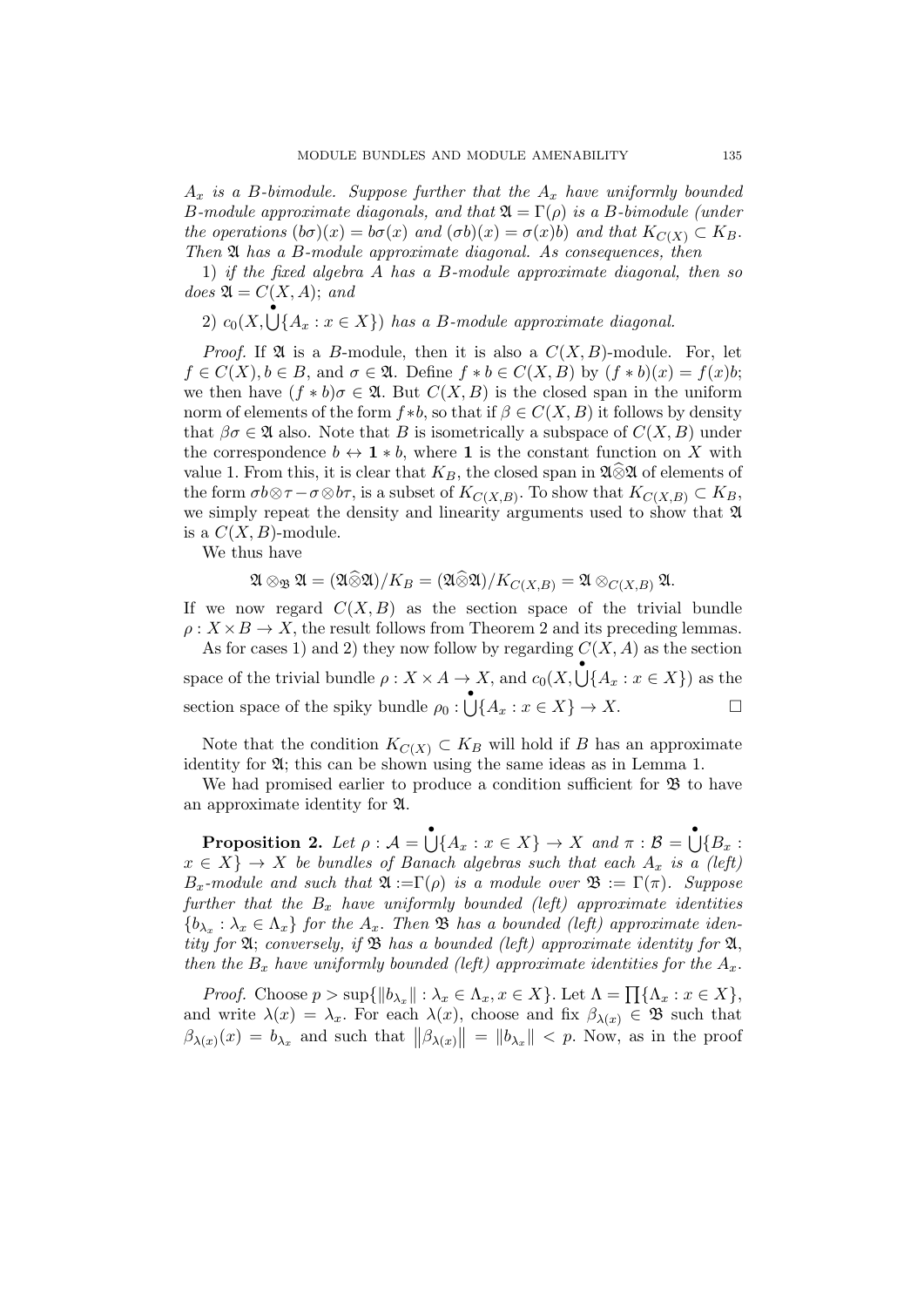*$A_x$ is a $B$-bimodule. Suppose further that the $A_x$ have uniformly bounded $B$-module approximate diagonals, and that $\mathfrak{A} = \Gamma(\rho)$ is a $B$-bimodule (under the operations $(b\sigma)(x) = b\sigma(x)$ and $(\sigma b)(x) = \sigma(x)b$) and that $K_{C(X)} \subset K_B$. Then $\mathfrak{A}$ has a $B$-module approximate diagonal. As consequences, then*

*1) if the fixed algebra $A$ has a $B$-module approximate diagonal, then so does $\mathfrak{A} = C(X, A)$; and*

*2) $c_0(X, \dot{\bigcup}\{A_x : x \in X\})$ has a $B$-module approximate diagonal.*

*Proof.* If $\mathfrak{A}$ is a $B$-module, then it is also a $C(X, B)$-module. For, let $f \in C(X), b \in B$, and $\sigma \in \mathfrak{A}$. Define $f * b \in C(X, B)$ by $(f * b)(x) = f(x)b$; we then have $(f * b)\sigma \in \mathfrak{A}$. But $C(X, B)$ is the closed span in the uniform norm of elements of the form $f * b$, so that if $\beta \in C(X, B)$ it follows by density that $\beta\sigma \in \mathfrak{A}$ also. Note that $B$ is isometrically a subspace of $C(X, B)$ under the correspondence $b \leftrightarrow \mathbf{1} * b$, where $\mathbf{1}$ is the constant function on $X$ with value 1. From this, it is clear that $K_B$, the closed span in $\mathfrak{A}\widehat{\otimes}\mathfrak{A}$ of elements of the form $\sigma b \otimes \tau - \sigma \otimes b\tau$, is a subset of $K_{C(X,B)}$. To show that $K_{C(X,B)} \subset K_B$, we simply repeat the density and linearity arguments used to show that $\mathfrak{A}$ is a $C(X, B)$-module.

We thus have

$$\mathfrak{A} \otimes_{\mathfrak{B}} \mathfrak{A} = (\mathfrak{A}\widehat{\otimes}\mathfrak{A})/K_B = (\mathfrak{A}\widehat{\otimes}\mathfrak{A})/K_{C(X,B)} = \mathfrak{A} \otimes_{C(X,B)} \mathfrak{A}.$$

If we now regard $C(X, B)$ as the section space of the trivial bundle $\rho : X \times B \to X$, the result follows from Theorem 2 and its preceding lemmas.

As for cases 1) and 2) they now follow by regarding $C(X, A)$ as the section space of the trivial bundle $\rho : X \times A \to X$, and $c_0(X, \dot{\bigcup}\{A_x : x \in X\})$ as the section space of the spiky bundle $\rho_0 : \dot{\bigcup}\{A_x : x \in X\} \to X$. □

Note that the condition $K_{C(X)} \subset K_B$ will hold if $B$ has an approximate identity for $\mathfrak{A}$; this can be shown using the same ideas as in Lemma 1.

We had promised earlier to produce a condition sufficient for $\mathfrak{B}$ to have an approximate identity for $\mathfrak{A}$.

**Proposition 2.** *Let $\rho : \mathcal{A} = \dot{\bigcup}\{A_x : x \in X\} \to X$ and $\pi : \mathcal{B} = \dot{\bigcup}\{B_x : x \in X\} \to X$ be bundles of Banach algebras such that each $A_x$ is a (left) $B_x$-module and such that $\mathfrak{A} := \Gamma(\rho)$ is a module over $\mathfrak{B} := \Gamma(\pi)$. Suppose further that the $B_x$ have uniformly bounded (left) approximate identities $\{b_{\lambda_x} : \lambda_x \in \Lambda_x\}$ for the $A_x$. Then $\mathfrak{B}$ has a bounded (left) approximate identity for $\mathfrak{A}$; conversely, if $\mathfrak{B}$ has a bounded (left) approximate identity for $\mathfrak{A}$, then the $B_x$ have uniformly bounded (left) approximate identities for the $A_x$.*

*Proof.* Choose $p > \sup\{\|b_{\lambda_x}\| : \lambda_x \in \Lambda_x, x \in X\}$. Let $\Lambda = \prod\{\Lambda_x : x \in X\}$, and write $\lambda(x) = \lambda_x$. For each $\lambda(x)$, choose and fix $\beta_{\lambda(x)} \in \mathfrak{B}$ such that $\beta_{\lambda(x)}(x) = b_{\lambda_x}$ and such that $\|\beta_{\lambda(x)}\| = \|b_{\lambda_x}\| < p$. Now, as in the proof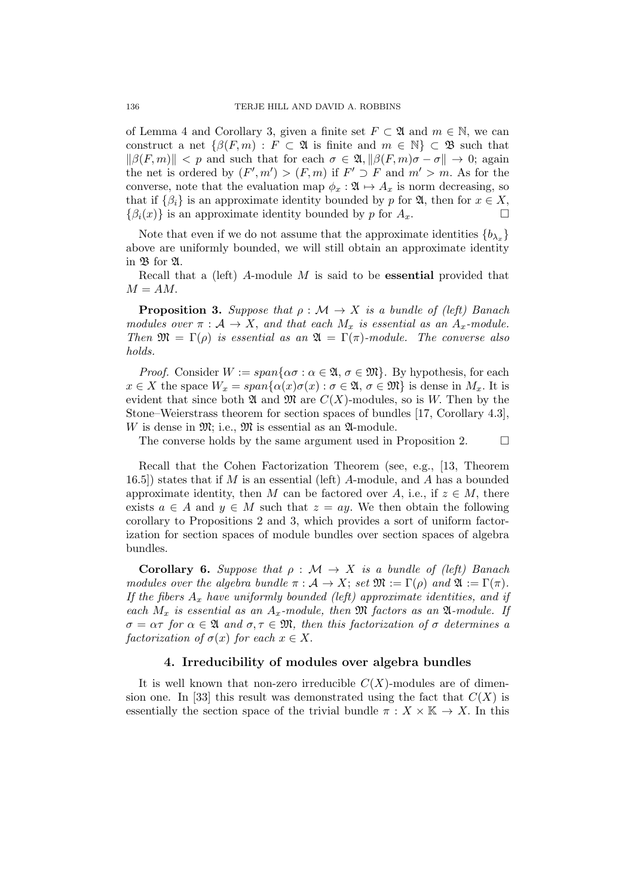of Lemma 4 and Corollary 3, given a finite set $F \subset \mathfrak{A}$ and $m \in \mathbb{N}$, we can construct a net $\{\beta(F,m) : F \subset \mathfrak{A}$ is finite and $m \in \mathbb{N}\} \subset \mathfrak{B}$ such that $\|\beta(F,m)\| < p$ and such that for each $\sigma \in \mathfrak{A}$, $\|\beta(F,m)\sigma - \sigma\| \to 0$; again the net is ordered by $(F', m') > (F, m)$ if $F' \supset F$ and $m' > m$. As for the converse, note that the evaluation map $\phi_x : \mathfrak{A} \mapsto A_x$ is norm decreasing, so that if $\{\beta_i\}$ is an approximate identity bounded by $p$ for $\mathfrak{A}$, then for $x \in X$, $\{\beta_i(x)\}$ is an approximate identity bounded by $p$ for $A_x$. □

Note that even if we do not assume that the approximate identities $\{b_{\lambda_x}\}$ above are uniformly bounded, we will still obtain an approximate identity in $\mathfrak{B}$ for $\mathfrak{A}$.

Recall that a (left) $A$-module $M$ is said to be **essential** provided that $M = AM$.

**Proposition 3.** *Suppose that $\rho : \mathcal{M} \to X$ is a bundle of (left) Banach modules over $\pi : \mathcal{A} \to X$, and that each $M_x$ is essential as an $A_x$-module. Then $\mathfrak{M} = \Gamma(\rho)$ is essential as an $\mathfrak{A} = \Gamma(\pi)$-module. The converse also holds.*

*Proof.* Consider $W := span\{\alpha\sigma : \alpha \in \mathfrak{A}, \sigma \in \mathfrak{M}\}$. By hypothesis, for each $x \in X$ the space $W_x = span\{\alpha(x)\sigma(x) : \sigma \in \mathfrak{A}, \sigma \in \mathfrak{M}\}$ is dense in $M_x$. It is evident that since both $\mathfrak{A}$ and $\mathfrak{M}$ are $C(X)$-modules, so is $W$. Then by the Stone–Weierstrass theorem for section spaces of bundles [17, Corollary 4.3], $W$ is dense in $\mathfrak{M}$; i.e., $\mathfrak{M}$ is essential as an $\mathfrak{A}$-module.

The converse holds by the same argument used in Proposition 2. □

Recall that the Cohen Factorization Theorem (see, e.g., [13, Theorem 16.5]) states that if $M$ is an essential (left) $A$-module, and $A$ has a bounded approximate identity, then $M$ can be factored over $A$, i.e., if $z \in M$, there exists $a \in A$ and $y \in M$ such that $z = ay$. We then obtain the following corollary to Propositions 2 and 3, which provides a sort of uniform factorization for section spaces of module bundles over section spaces of algebra bundles.

**Corollary 6.** *Suppose that $\rho : \mathcal{M} \to X$ is a bundle of (left) Banach modules over the algebra bundle $\pi : \mathcal{A} \to X$; set $\mathfrak{M} := \Gamma(\rho)$ and $\mathfrak{A} := \Gamma(\pi)$. If the fibers $A_x$ have uniformly bounded (left) approximate identities, and if each $M_x$ is essential as an $A_x$-module, then $\mathfrak{M}$ factors as an $\mathfrak{A}$-module. If $\sigma = \alpha\tau$ for $\alpha \in \mathfrak{A}$ and $\sigma, \tau \in \mathfrak{M}$, then this factorization of $\sigma$ determines a factorization of $\sigma(x)$ for each $x \in X$.*

## 4. Irreducibility of modules over algebra bundles

It is well known that non-zero irreducible $C(X)$-modules are of dimension one. In [33] this result was demonstrated using the fact that $C(X)$ is essentially the section space of the trivial bundle $\pi : X \times \mathbb{K} \to X$. In this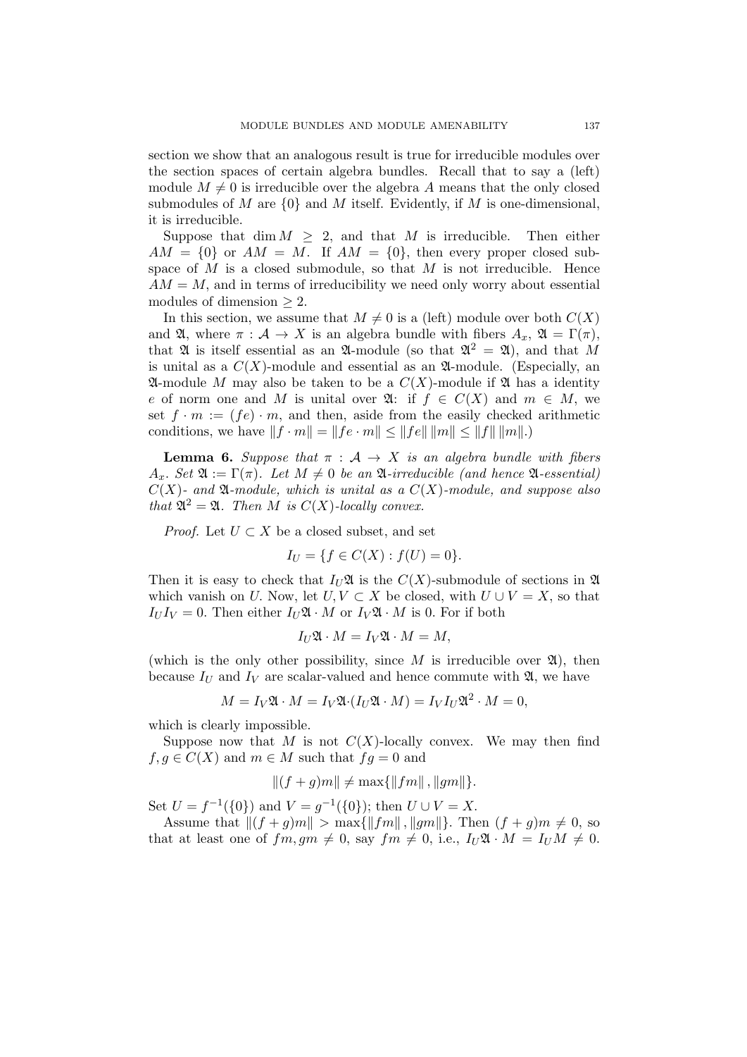section we show that an analogous result is true for irreducible modules over the section spaces of certain algebra bundles. Recall that to say a (left) module $M \neq 0$ is irreducible over the algebra $A$ means that the only closed submodules of $M$ are $\{0\}$ and $M$ itself. Evidently, if $M$ is one-dimensional, it is irreducible.

Suppose that $\dim M \geq 2$, and that $M$ is irreducible. Then either $AM = \{0\}$ or $AM = M$. If $AM = \{0\}$, then every proper closed subspace of $M$ is a closed submodule, so that $M$ is not irreducible. Hence $AM = M$, and in terms of irreducibility we need only worry about essential modules of dimension $\geq 2$.

In this section, we assume that $M \neq 0$ is a (left) module over both $C(X)$ and $\mathfrak{A}$, where $\pi : \mathcal{A} \to X$ is an algebra bundle with fibers $A_x$, $\mathfrak{A} = \Gamma(\pi)$, that $\mathfrak{A}$ is itself essential as an $\mathfrak{A}$-module (so that $\mathfrak{A}^2 = \mathfrak{A}$), and that $M$ is unital as a $C(X)$-module and essential as an $\mathfrak{A}$-module. (Especially, an $\mathfrak{A}$-module $M$ may also be taken to be a $C(X)$-module if $\mathfrak{A}$ has a identity $e$ of norm one and $M$ is unital over $\mathfrak{A}$: if $f \in C(X)$ and $m \in M$, we set $f \cdot m := (fe) \cdot m$, and then, aside from the easily checked arithmetic conditions, we have $\|f \cdot m\| = \|fe \cdot m\| \leq \|fe\| \|m\| \leq \|f\| \|m\|$.)

**Lemma 6.** *Suppose that $\pi : \mathcal{A} \to X$ is an algebra bundle with fibers $A_x$. Set $\mathfrak{A} := \Gamma(\pi)$. Let $M \neq 0$ be an $\mathfrak{A}$-irreducible (and hence $\mathfrak{A}$-essential) $C(X)$- and $\mathfrak{A}$-module, which is unital as a $C(X)$-module, and suppose also that $\mathfrak{A}^2 = \mathfrak{A}$. Then $M$ is $C(X)$-locally convex.*

*Proof.* Let $U \subset X$ be a closed subset, and set

$$I_U = \{f \in C(X) : f(U) = 0\}.$$

Then it is easy to check that $I_U\mathfrak{A}$ is the $C(X)$-submodule of sections in $\mathfrak{A}$ which vanish on $U$. Now, let $U, V \subset X$ be closed, with $U \cup V = X$, so that $I_U I_V = 0$. Then either $I_U\mathfrak{A} \cdot M$ or $I_V\mathfrak{A} \cdot M$ is 0. For if both

$$I_U\mathfrak{A} \cdot M = I_V\mathfrak{A} \cdot M = M,$$

(which is the only other possibility, since $M$ is irreducible over $\mathfrak{A}$), then because $I_U$ and $I_V$ are scalar-valued and hence commute with $\mathfrak{A}$, we have

$$M = I_V\mathfrak{A} \cdot M = I_V\mathfrak{A} \cdot (I_U\mathfrak{A} \cdot M) = I_V I_U \mathfrak{A}^2 \cdot M = 0,$$

which is clearly impossible.

Suppose now that $M$ is not $C(X)$-locally convex. We may then find $f, g \in C(X)$ and $m \in M$ such that $fg = 0$ and

$$\|(f + g)m\| \neq \max\{\|fm\|, \|gm\|\}.$$

Set $U = f^{-1}(\{0\})$ and $V = g^{-1}(\{0\})$; then $U \cup V = X$.

Assume that $\|(f + g)m\| > \max\{\|fm\|, \|gm\|\}$. Then $(f + g)m \neq 0$, so that at least one of $fm, gm \neq 0$, say $fm \neq 0$, i.e., $I_U\mathfrak{A} \cdot M = I_U M \neq 0$.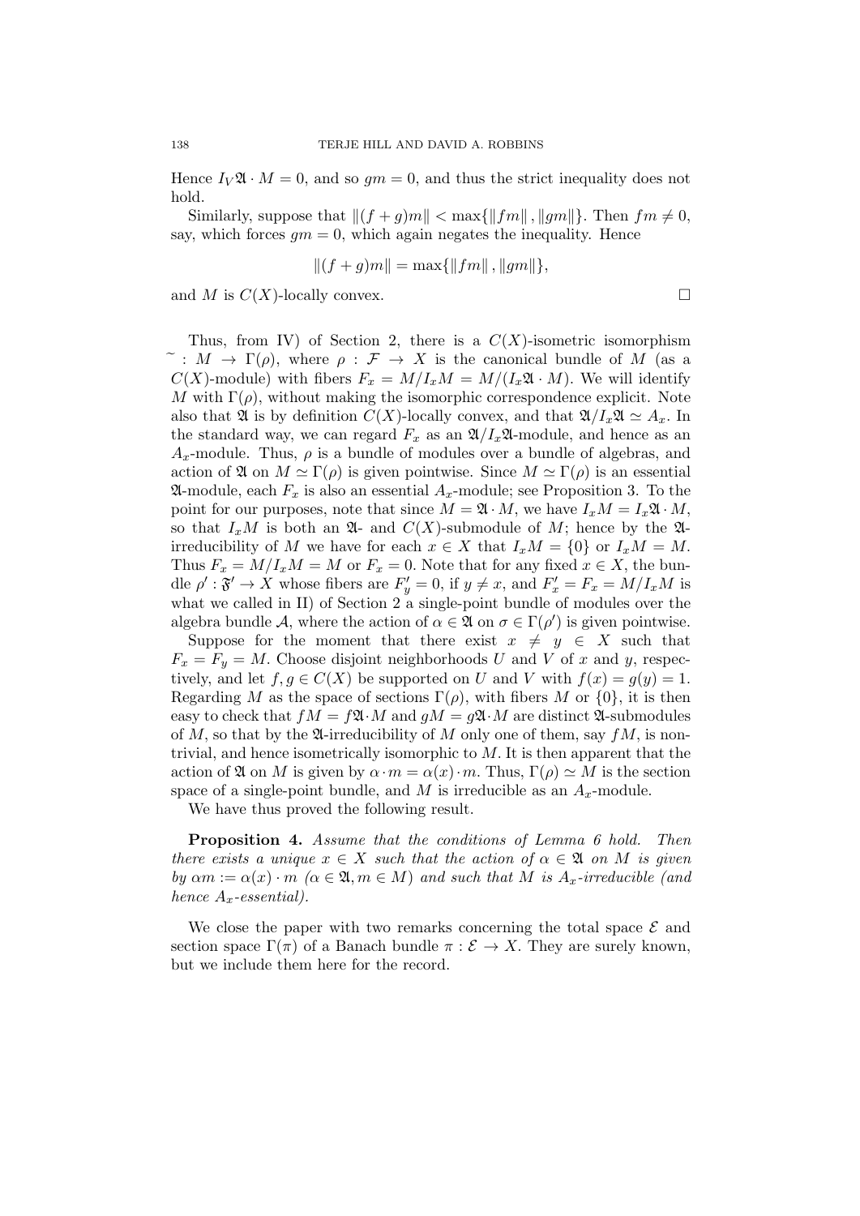Hence $I_V\mathfrak{A} \cdot M = 0$, and so $gm = 0$, and thus the strict inequality does not hold.

Similarly, suppose that $\|(f+g)m\| < \max\{\|fm\|, \|gm\|\}$. Then $fm \neq 0$, say, which forces $gm = 0$, which again negates the inequality. Hence

$$\|(f+g)m\| = \max\{\|fm\|, \|gm\|\},$$

and $M$ is $C(X)$-locally convex. $\square$

Thus, from IV) of Section 2, there is a $C(X)$-isometric isomorphism $\tilde{} : M \to \Gamma(\rho)$, where $\rho : \mathcal{F} \to X$ is the canonical bundle of $M$ (as a $C(X)$-module) with fibers $F_x = M/I_xM = M/(I_x\mathfrak{A} \cdot M)$. We will identify $M$ with $\Gamma(\rho)$, without making the isomorphic correspondence explicit. Note also that $\mathfrak{A}$ is by definition $C(X)$-locally convex, and that $\mathfrak{A}/I_x\mathfrak{A} \simeq A_x$. In the standard way, we can regard $F_x$ as an $\mathfrak{A}/I_x\mathfrak{A}$-module, and hence as an $A_x$-module. Thus, $\rho$ is a bundle of modules over a bundle of algebras, and action of $\mathfrak{A}$ on $M \simeq \Gamma(\rho)$ is given pointwise. Since $M \simeq \Gamma(\rho)$ is an essential $\mathfrak{A}$-module, each $F_x$ is also an essential $A_x$-module; see Proposition 3. To the point for our purposes, note that since $M = \mathfrak{A} \cdot M$, we have $I_xM = I_x\mathfrak{A} \cdot M$, so that $I_xM$ is both an $\mathfrak{A}$- and $C(X)$-submodule of $M$; hence by the $\mathfrak{A}$-irreducibility of $M$ we have for each $x \in X$ that $I_xM = \{0\}$ or $I_xM = M$. Thus $F_x = M/I_xM = M$ or $F_x = 0$. Note that for any fixed $x \in X$, the bundle $\rho' : \mathfrak{F}' \to X$ whose fibers are $F'_y = 0$, if $y \neq x$, and $F'_x = F_x = M/I_xM$ is what we called in II) of Section 2 a single-point bundle of modules over the algebra bundle $\mathcal{A}$, where the action of $\alpha \in \mathfrak{A}$ on $\sigma \in \Gamma(\rho')$ is given pointwise.

Suppose for the moment that there exist $x \neq y \in X$ such that $F_x = F_y = M$. Choose disjoint neighborhoods $U$ and $V$ of $x$ and $y$, respectively, and let $f, g \in C(X)$ be supported on $U$ and $V$ with $f(x) = g(y) = 1$. Regarding $M$ as the space of sections $\Gamma(\rho)$, with fibers $M$ or $\{0\}$, it is then easy to check that $fM = f\mathfrak{A} \cdot M$ and $gM = g\mathfrak{A} \cdot M$ are distinct $\mathfrak{A}$-submodules of $M$, so that by the $\mathfrak{A}$-irreducibility of $M$ only one of them, say $fM$, is nontrivial, and hence isometrically isomorphic to $M$. It is then apparent that the action of $\mathfrak{A}$ on $M$ is given by $\alpha \cdot m = \alpha(x) \cdot m$. Thus, $\Gamma(\rho) \simeq M$ is the section space of a single-point bundle, and $M$ is irreducible as an $A_x$-module.

We have thus proved the following result.

**Proposition 4.** *Assume that the conditions of Lemma 6 hold. Then there exists a unique $x \in X$ such that the action of $\alpha \in \mathfrak{A}$ on $M$ is given by $\alpha m := \alpha(x) \cdot m$ ($\alpha \in \mathfrak{A}, m \in M$) and such that $M$ is $A_x$-irreducible (and hence $A_x$-essential).*

We close the paper with two remarks concerning the total space $\mathcal{E}$ and section space $\Gamma(\pi)$ of a Banach bundle $\pi : \mathcal{E} \to X$. They are surely known, but we include them here for the record.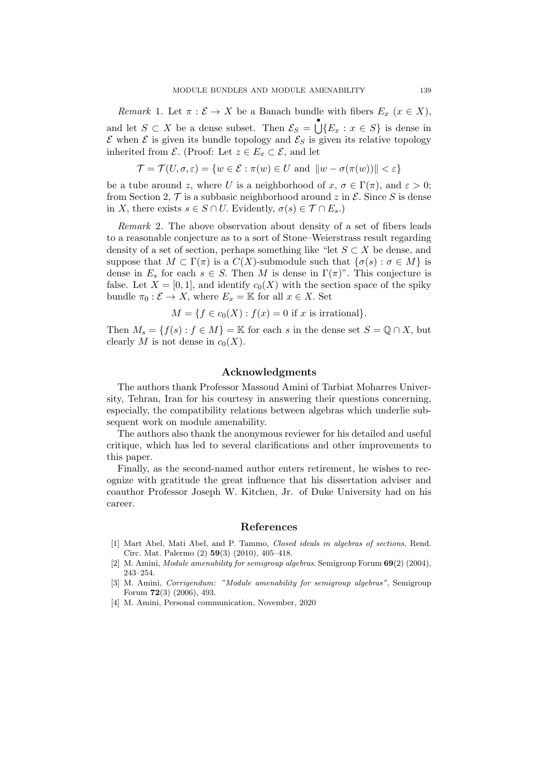*Remark* 1. Let $\pi : \mathcal{E} \to X$ be a Banach bundle with fibers $E_x$ $(x \in X)$, and let $S \subset X$ be a dense subset. Then $\mathcal{E}_S = \dot{\bigcup}\{E_x : x \in S\}$ is dense in $\mathcal{E}$ when $\mathcal{E}$ is given its bundle topology and $\mathcal{E}_S$ is given its relative topology inherited from $\mathcal{E}$. (Proof: Let $z \in E_x \subset \mathcal{E}$, and let

$$\mathcal{T} = \mathcal{T}(U, \sigma, \varepsilon) = \{w \in \mathcal{E} : \pi(w) \in U \text{ and } \|w - \sigma(\pi(w))\| < \varepsilon\}$$

be a tube around $z$, where $U$ is a neighborhood of $x$, $\sigma \in \Gamma(\pi)$, and $\varepsilon > 0$; from Section 2, $\mathcal{T}$ is a subbasic neighborhood around $z$ in $\mathcal{E}$. Since $S$ is dense in $X$, there exists $s \in S \cap U$. Evidently, $\sigma(s) \in \mathcal{T} \cap E_s$.)

*Remark* 2. The above observation about density of a set of fibers leads to a reasonable conjecture as to a sort of Stone–Weierstrass result regarding density of a set of section, perhaps something like "let $S \subset X$ be dense, and suppose that $M \subset \Gamma(\pi)$ is a $C(X)$-submodule such that $\{\sigma(s) : \sigma \in M\}$ is dense in $E_s$ for each $s \in S$. Then $M$ is dense in $\Gamma(\pi)$". This conjecture is false. Let $X = [0, 1]$, and identify $c_0(X)$ with the section space of the spiky bundle $\pi_0 : \mathcal{E} \to X$, where $E_x = \mathbb{K}$ for all $x \in X$. Set

$$M = \{f \in c_0(X) : f(x) = 0 \text{ if } x \text{ is irrational}\}.$$

Then $M_s = \{f(s) : f \in M\} = \mathbb{K}$ for each $s$ in the dense set $S = \mathbb{Q} \cap X$, but clearly $M$ is not dense in $c_0(X)$.

## Acknowledgments

The authors thank Professor Massoud Amini of Tarbiat Moharres University, Tehran, Iran for his courtesy in answering their questions concerning, especially, the compatibility relations between algebras which underlie subsequent work on module amenability.

The authors also thank the anonymous reviewer for his detailed and useful critique, which has led to several clarifications and other improvements to this paper.

Finally, as the second-named author enters retirement, he wishes to recognize with gratitude the great influence that his dissertation adviser and coauthor Professor Joseph W. Kitchen, Jr. of Duke University had on his career.

## References

[1] Mart Abel, Mati Abel, and P. Tammo, *Closed ideals in algebras of sections*, Rend. Circ. Mat. Palermo (2) **59**(3) (2010), 405–418.

[2] M. Amini, *Module amenability for semigroup algebras*. Semigroup Forum **69**(2) (2004), 243–254.

[3] M. Amini, *Corrigendum: "Module amenability for semigroup algebras"*, Semigroup Forum **72**(3) (2006), 493.

[4] M. Amini, Personal communication, November, 2020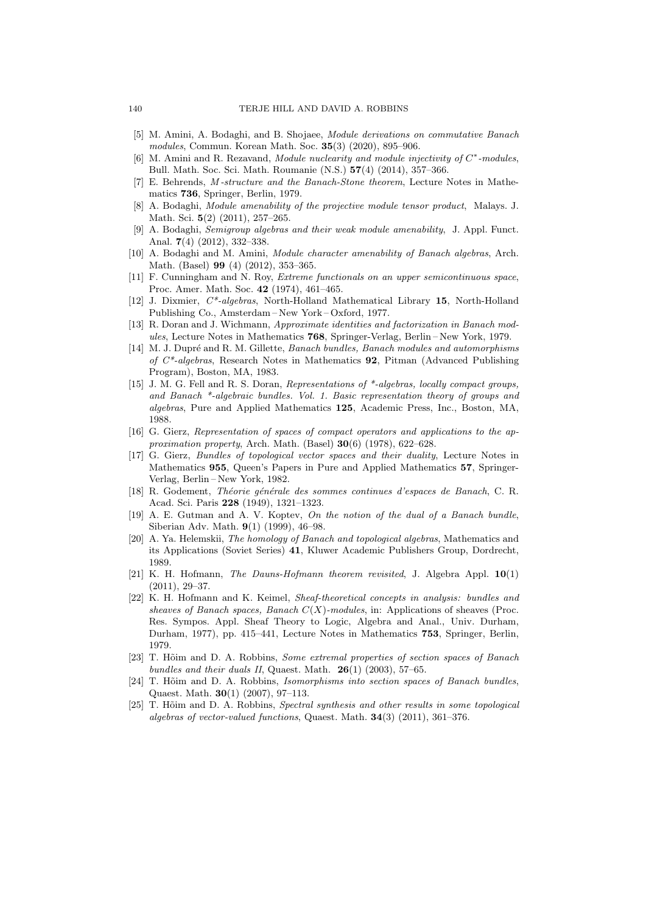[5] M. Amini, A. Bodaghi, and B. Shojaee, *Module derivations on commutative Banach modules*, Commun. Korean Math. Soc. **35**(3) (2020), 895–906.

[6] M. Amini and R. Rezavand, *Module nuclearity and module injectivity of $C^*$-modules*, Bull. Math. Soc. Sci. Math. Roumanie (N.S.) **57**(4) (2014), 357–366.

[7] E. Behrends, *M-structure and the Banach-Stone theorem*, Lecture Notes in Mathematics **736**, Springer, Berlin, 1979.

[8] A. Bodaghi, *Module amenability of the projective module tensor product*, Malays. J. Math. Sci. **5**(2) (2011), 257–265.

[9] A. Bodaghi, *Semigroup algebras and their weak module amenability*, J. Appl. Funct. Anal. **7**(4) (2012), 332–338.

[10] A. Bodaghi and M. Amini, *Module character amenability of Banach algebras*, Arch. Math. (Basel) **99** (4) (2012), 353–365.

[11] F. Cunningham and N. Roy, *Extreme functionals on an upper semicontinuous space*, Proc. Amer. Math. Soc. **42** (1974), 461–465.

[12] J. Dixmier, *C\*-algebras*, North-Holland Mathematical Library **15**, North-Holland Publishing Co., Amsterdam – New York – Oxford, 1977.

[13] R. Doran and J. Wichmann, *Approximate identities and factorization in Banach modules*, Lecture Notes in Mathematics **768**, Springer-Verlag, Berlin – New York, 1979.

[14] M. J. Dupré and R. M. Gillette, *Banach bundles, Banach modules and automorphisms of C\*-algebras*, Research Notes in Mathematics **92**, Pitman (Advanced Publishing Program), Boston, MA, 1983.

[15] J. M. G. Fell and R. S. Doran, *Representations of \*-algebras, locally compact groups, and Banach \*-algebraic bundles. Vol. 1. Basic representation theory of groups and algebras*, Pure and Applied Mathematics **125**, Academic Press, Inc., Boston, MA, 1988.

[16] G. Gierz, *Representation of spaces of compact operators and applications to the approximation property*, Arch. Math. (Basel) **30**(6) (1978), 622–628.

[17] G. Gierz, *Bundles of topological vector spaces and their duality*, Lecture Notes in Mathematics **955**, Queen's Papers in Pure and Applied Mathematics **57**, Springer-Verlag, Berlin – New York, 1982.

[18] R. Godement, *Théorie générale des sommes continues d'espaces de Banach*, C. R. Acad. Sci. Paris **228** (1949), 1321–1323.

[19] A. E. Gutman and A. V. Koptev, *On the notion of the dual of a Banach bundle*, Siberian Adv. Math. **9**(1) (1999), 46–98.

[20] A. Ya. Helemskii, *The homology of Banach and topological algebras*, Mathematics and its Applications (Soviet Series) **41**, Kluwer Academic Publishers Group, Dordrecht, 1989.

[21] K. H. Hofmann, *The Dauns-Hofmann theorem revisited*, J. Algebra Appl. **10**(1) (2011), 29–37.

[22] K. H. Hofmann and K. Keimel, *Sheaf-theoretical concepts in analysis: bundles and sheaves of Banach spaces, Banach $C(X)$-modules*, in: Applications of sheaves (Proc. Res. Sympos. Appl. Sheaf Theory to Logic, Algebra and Anal., Univ. Durham, Durham, 1977), pp. 415–441, Lecture Notes in Mathematics **753**, Springer, Berlin, 1979.

[23] T. Hõim and D. A. Robbins, *Some extremal properties of section spaces of Banach bundles and their duals II*, Quaest. Math. **26**(1) (2003), 57–65.

[24] T. Hõim and D. A. Robbins, *Isomorphisms into section spaces of Banach bundles*, Quaest. Math. **30**(1) (2007), 97–113.

[25] T. Hõim and D. A. Robbins, *Spectral synthesis and other results in some topological algebras of vector-valued functions*, Quaest. Math. **34**(3) (2011), 361–376.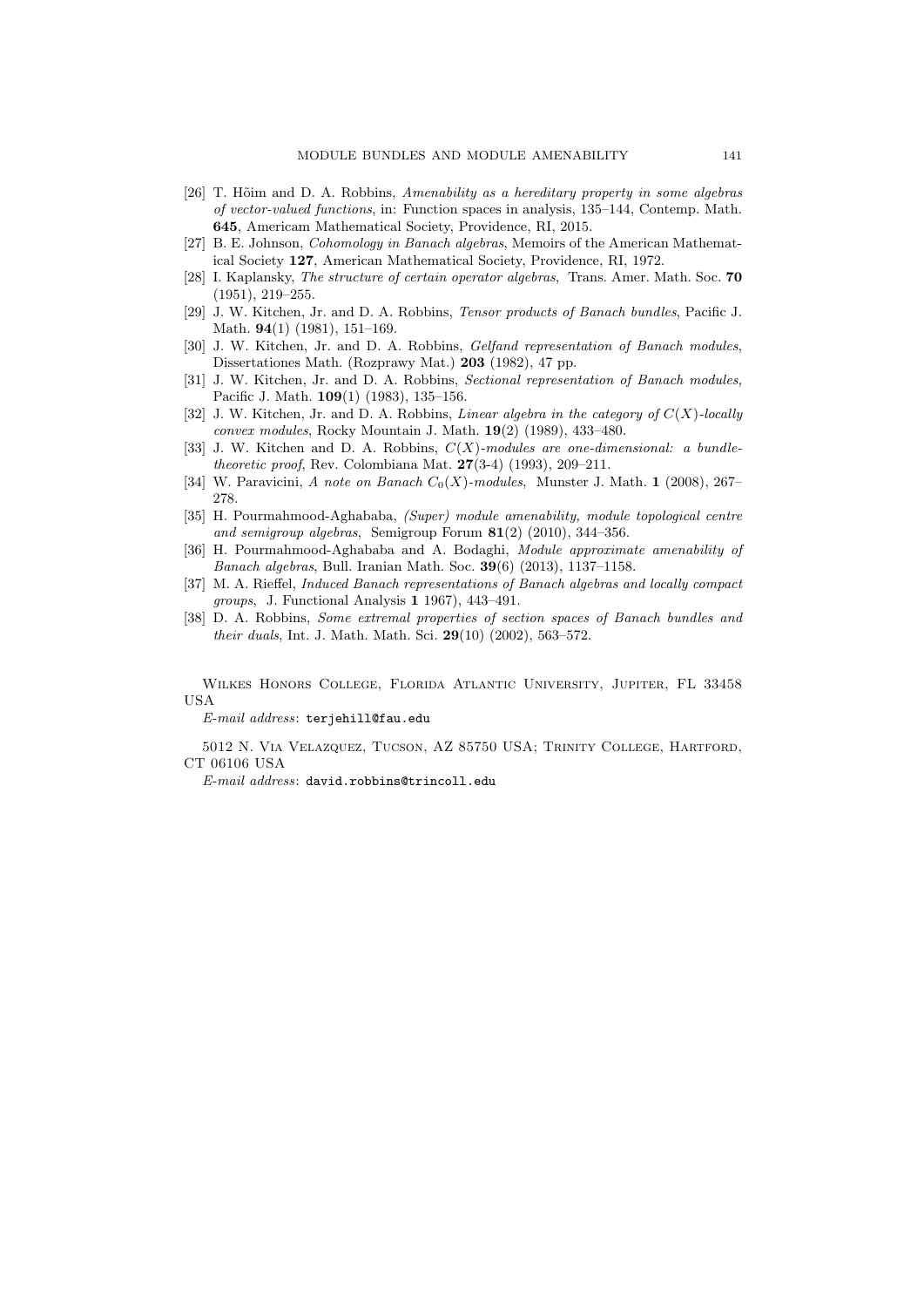[26] T. Hõim and D. A. Robbins, *Amenability as a hereditary property in some algebras of vector-valued functions*, in: Function spaces in analysis, 135–144, Contemp. Math. **645**, Americam Mathematical Society, Providence, RI, 2015.

[27] B. E. Johnson, *Cohomology in Banach algebras*, Memoirs of the American Mathematical Society **127**, American Mathematical Society, Providence, RI, 1972.

[28] I. Kaplansky, *The structure of certain operator algebras*, Trans. Amer. Math. Soc. **70** (1951), 219–255.

[29] J. W. Kitchen, Jr. and D. A. Robbins, *Tensor products of Banach bundles*, Pacific J. Math. **94**(1) (1981), 151–169.

[30] J. W. Kitchen, Jr. and D. A. Robbins, *Gelfand representation of Banach modules*, Dissertationes Math. (Rozprawy Mat.) **203** (1982), 47 pp.

[31] J. W. Kitchen, Jr. and D. A. Robbins, *Sectional representation of Banach modules*, Pacific J. Math. **109**(1) (1983), 135–156.

[32] J. W. Kitchen, Jr. and D. A. Robbins, *Linear algebra in the category of $C(X)$-locally convex modules*, Rocky Mountain J. Math. **19**(2) (1989), 433–480.

[33] J. W. Kitchen and D. A. Robbins, *$C(X)$-modules are one-dimensional: a bundle-theoretic proof*, Rev. Colombiana Mat. **27**(3-4) (1993), 209–211.

[34] W. Paravicini, *A note on Banach $C_0(X)$-modules*, Munster J. Math. **1** (2008), 267–278.

[35] H. Pourmahmood-Aghababa, *(Super) module amenability, module topological centre and semigroup algebras*, Semigroup Forum **81**(2) (2010), 344–356.

[36] H. Pourmahmood-Aghababa and A. Bodaghi, *Module approximate amenability of Banach algebras*, Bull. Iranian Math. Soc. **39**(6) (2013), 1137–1158.

[37] M. A. Rieffel, *Induced Banach representations of Banach algebras and locally compact groups*, J. Functional Analysis **1** 1967), 443–491.

[38] D. A. Robbins, *Some extremal properties of section spaces of Banach bundles and their duals*, Int. J. Math. Math. Sci. **29**(10) (2002), 563–572.

Wilkes Honors College, Florida Atlantic University, Jupiter, FL 33458 USA

*E-mail address*: terjehill@fau.edu

5012 N. Via Velazquez, Tucson, AZ 85750 USA; Trinity College, Hartford, CT 06106 USA

*E-mail address*: david.robbins@trincoll.edu